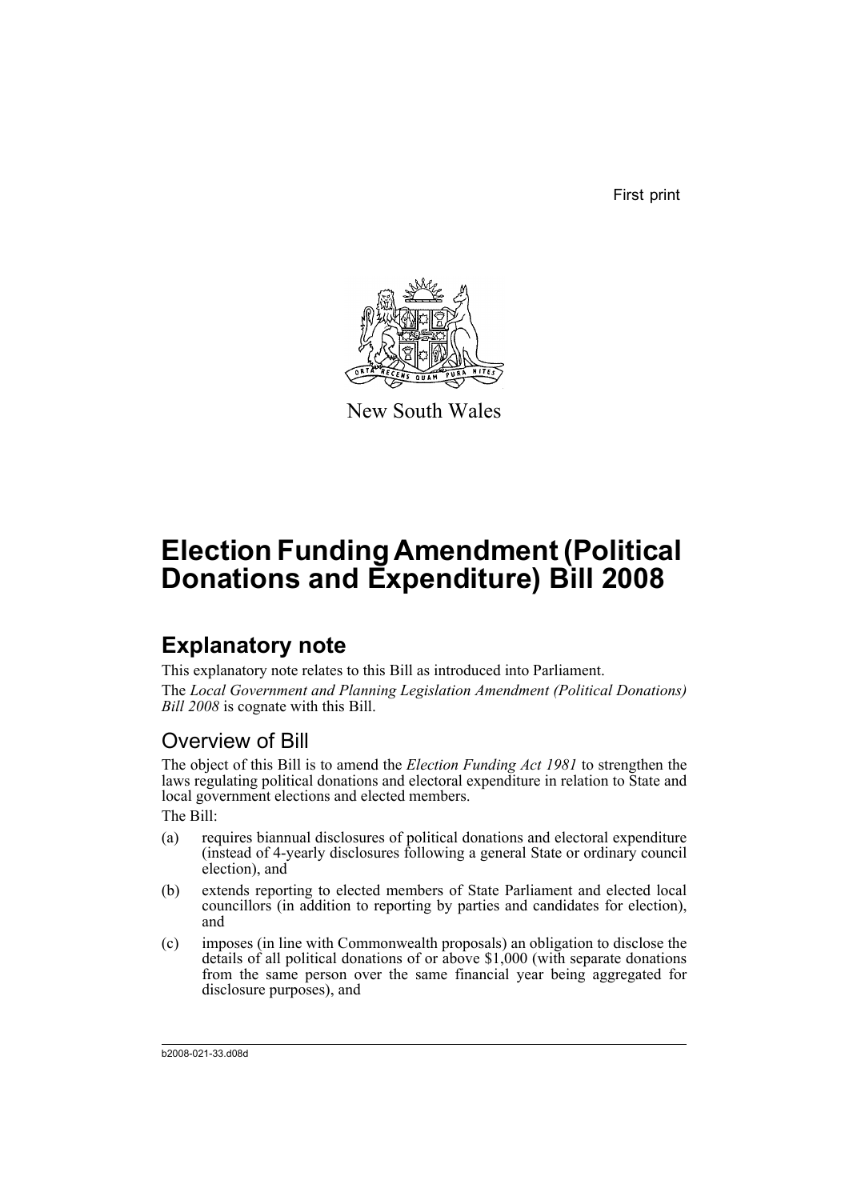First print

New South Wales

# Election Funding Amendment (Political Donations and Expenditure) Bill 2008

## Explanatory note

This explanatory note relates to this Bill as introduced into Parliament.

The *Local Government and Planning Legislation Amendment (Political Donations) Bill 2008* is cognate with this Bill.

### Overview of Bill

The object of this Bill is to amend the *Election Funding Act 1981* to strengthen the laws regulating political donations and electoral expenditure in relation to State and local government elections and elected members.

The Bill:

(a) requires biannual disclosures of political donations and electoral expenditure (instead of 4-yearly disclosures following a general State or ordinary council election), and

(b) extends reporting to elected members of State Parliament and elected local councillors (in addition to reporting by parties and candidates for election), and

(c) imposes (in line with Commonwealth proposals) an obligation to disclose the details of all political donations of or above $1,000 (with separate donations from the same person over the same financial year being aggregated for disclosure purposes), and

b2008-021-33.d08d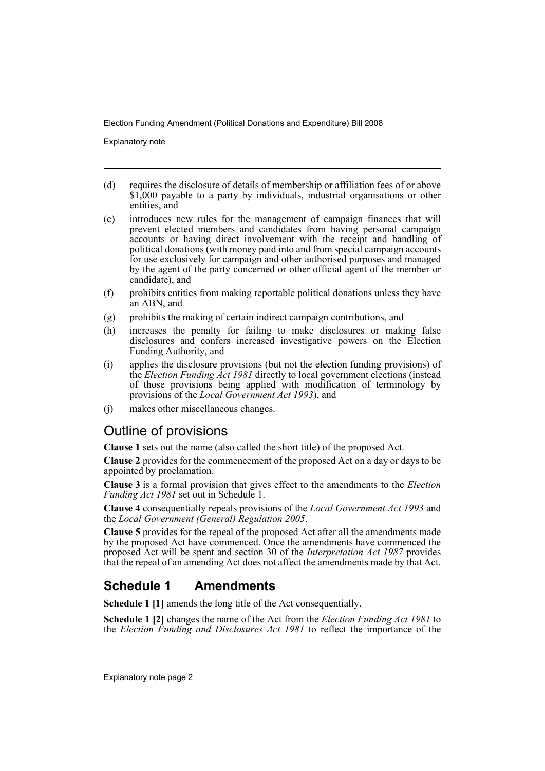(d) requires the disclosure of details of membership or affiliation fees of or above $1,000 payable to a party by individuals, industrial organisations or other entities, and

(e) introduces new rules for the management of campaign finances that will prevent elected members and candidates from having personal campaign accounts or having direct involvement with the receipt and handling of political donations (with money paid into and from special campaign accounts for use exclusively for campaign and other authorised purposes and managed by the agent of the party concerned or other official agent of the member or candidate), and

(f) prohibits entities from making reportable political donations unless they have an ABN, and

(g) prohibits the making of certain indirect campaign contributions, and

(h) increases the penalty for failing to make disclosures or making false disclosures and confers increased investigative powers on the Election Funding Authority, and

(i) applies the disclosure provisions (but not the election funding provisions) of the *Election Funding Act 1981* directly to local government elections (instead of those provisions being applied with modification of terminology by provisions of the *Local Government Act 1993*), and

(j) makes other miscellaneous changes.

## Outline of provisions

**Clause 1** sets out the name (also called the short title) of the proposed Act.

**Clause 2** provides for the commencement of the proposed Act on a day or days to be appointed by proclamation.

**Clause 3** is a formal provision that gives effect to the amendments to the *Election Funding Act 1981* set out in Schedule 1.

**Clause 4** consequentially repeals provisions of the *Local Government Act 1993* and the *Local Government (General) Regulation 2005*.

**Clause 5** provides for the repeal of the proposed Act after all the amendments made by the proposed Act have commenced. Once the amendments have commenced the proposed Act will be spent and section 30 of the *Interpretation Act 1987* provides that the repeal of an amending Act does not affect the amendments made by that Act.

## Schedule 1 Amendments

**Schedule 1 [1]** amends the long title of the Act consequentially.

**Schedule 1 [2]** changes the name of the Act from the *Election Funding Act 1981* to the *Election Funding and Disclosures Act 1981* to reflect the importance of the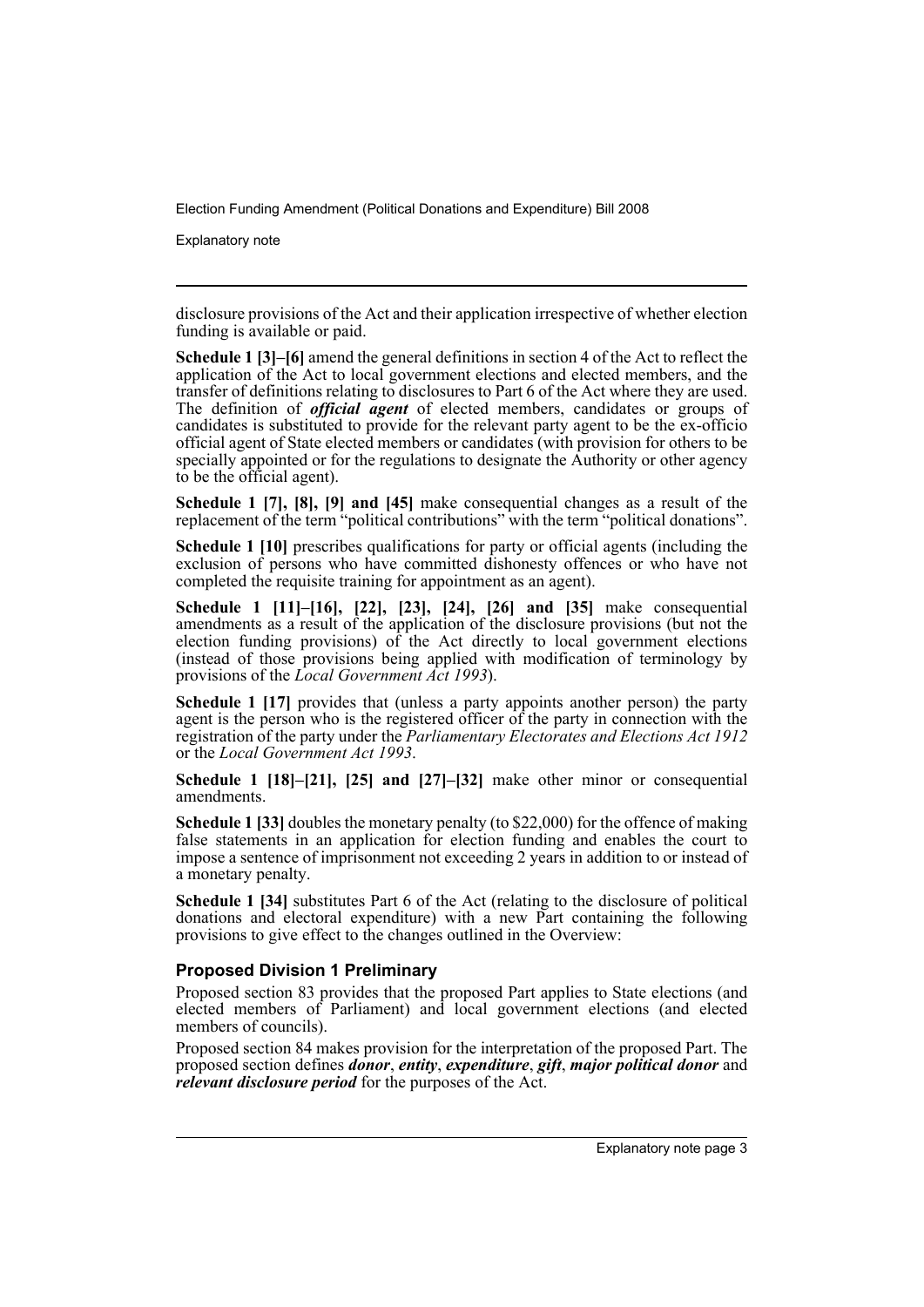disclosure provisions of the Act and their application irrespective of whether election funding is available or paid.

**Schedule 1 [3]–[6]** amend the general definitions in section 4 of the Act to reflect the application of the Act to local government elections and elected members, and the transfer of definitions relating to disclosures to Part 6 of the Act where they are used. The definition of ***official agent*** of elected members, candidates or groups of candidates is substituted to provide for the relevant party agent to be the ex-officio official agent of State elected members or candidates (with provision for others to be specially appointed or for the regulations to designate the Authority or other agency to be the official agent).

**Schedule 1 [7], [8], [9] and [45]** make consequential changes as a result of the replacement of the term "political contributions" with the term "political donations".

**Schedule 1 [10]** prescribes qualifications for party or official agents (including the exclusion of persons who have committed dishonesty offences or who have not completed the requisite training for appointment as an agent).

**Schedule 1 [11]–[16], [22], [23], [24], [26] and [35]** make consequential amendments as a result of the application of the disclosure provisions (but not the election funding provisions) of the Act directly to local government elections (instead of those provisions being applied with modification of terminology by provisions of the *Local Government Act 1993*).

**Schedule 1 [17]** provides that (unless a party appoints another person) the party agent is the person who is the registered officer of the party in connection with the registration of the party under the *Parliamentary Electorates and Elections Act 1912* or the *Local Government Act 1993*.

**Schedule 1 [18]–[21], [25] and [27]–[32]** make other minor or consequential amendments.

**Schedule 1 [33]** doubles the monetary penalty (to $22,000) for the offence of making false statements in an application for election funding and enables the court to impose a sentence of imprisonment not exceeding 2 years in addition to or instead of a monetary penalty.

**Schedule 1 [34]** substitutes Part 6 of the Act (relating to the disclosure of political donations and electoral expenditure) with a new Part containing the following provisions to give effect to the changes outlined in the Overview:

### Proposed Division 1 Preliminary

Proposed section 83 provides that the proposed Part applies to State elections (and elected members of Parliament) and local government elections (and elected members of councils).

Proposed section 84 makes provision for the interpretation of the proposed Part. The proposed section defines ***donor***, ***entity***, ***expenditure***, ***gift***, ***major political donor*** and ***relevant disclosure period*** for the purposes of the Act.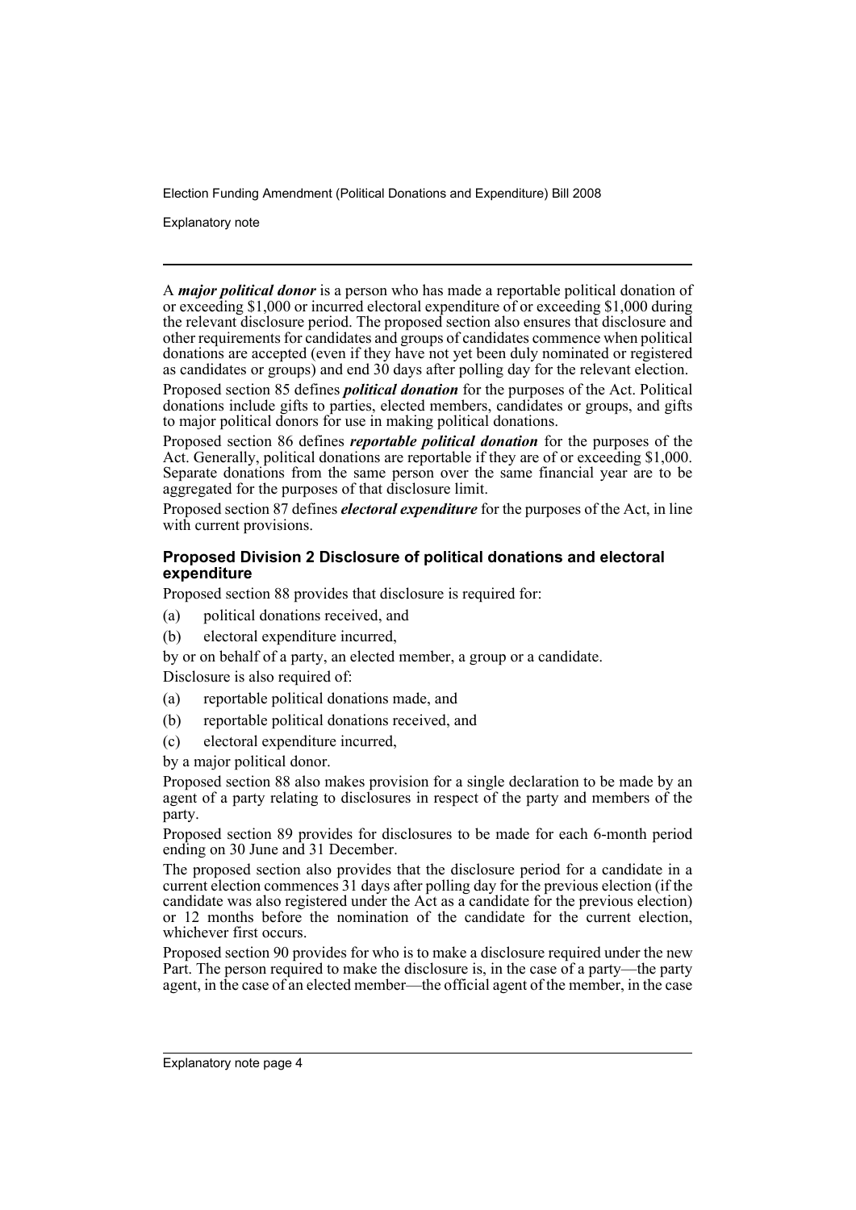A ***major political donor*** is a person who has made a reportable political donation of or exceeding $1,000 or incurred electoral expenditure of or exceeding $1,000 during the relevant disclosure period. The proposed section also ensures that disclosure and other requirements for candidates and groups of candidates commence when political donations are accepted (even if they have not yet been duly nominated or registered as candidates or groups) and end 30 days after polling day for the relevant election.

Proposed section 85 defines ***political donation*** for the purposes of the Act. Political donations include gifts to parties, elected members, candidates or groups, and gifts to major political donors for use in making political donations.

Proposed section 86 defines ***reportable political donation*** for the purposes of the Act. Generally, political donations are reportable if they are of or exceeding $1,000. Separate donations from the same person over the same financial year are to be aggregated for the purposes of that disclosure limit.

Proposed section 87 defines ***electoral expenditure*** for the purposes of the Act, in line with current provisions.

### Proposed Division 2 Disclosure of political donations and electoral expenditure

Proposed section 88 provides that disclosure is required for:

(a) political donations received, and

(b) electoral expenditure incurred,

by or on behalf of a party, an elected member, a group or a candidate.

Disclosure is also required of:

(a) reportable political donations made, and

(b) reportable political donations received, and

(c) electoral expenditure incurred,

by a major political donor.

Proposed section 88 also makes provision for a single declaration to be made by an agent of a party relating to disclosures in respect of the party and members of the party.

Proposed section 89 provides for disclosures to be made for each 6-month period ending on 30 June and 31 December.

The proposed section also provides that the disclosure period for a candidate in a current election commences 31 days after polling day for the previous election (if the candidate was also registered under the Act as a candidate for the previous election) or 12 months before the nomination of the candidate for the current election, whichever first occurs.

Proposed section 90 provides for who is to make a disclosure required under the new Part. The person required to make the disclosure is, in the case of a party—the party agent, in the case of an elected member—the official agent of the member, in the case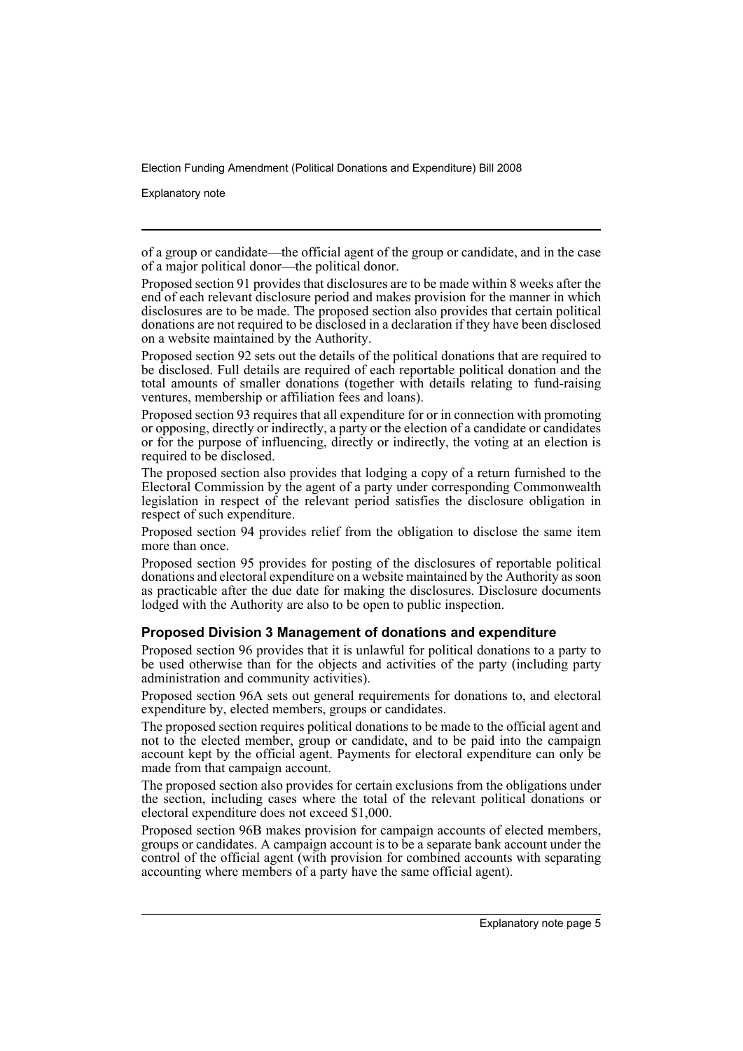of a group or candidate—the official agent of the group or candidate, and in the case of a major political donor—the political donor.

Proposed section 91 provides that disclosures are to be made within 8 weeks after the end of each relevant disclosure period and makes provision for the manner in which disclosures are to be made. The proposed section also provides that certain political donations are not required to be disclosed in a declaration if they have been disclosed on a website maintained by the Authority.

Proposed section 92 sets out the details of the political donations that are required to be disclosed. Full details are required of each reportable political donation and the total amounts of smaller donations (together with details relating to fund-raising ventures, membership or affiliation fees and loans).

Proposed section 93 requires that all expenditure for or in connection with promoting or opposing, directly or indirectly, a party or the election of a candidate or candidates or for the purpose of influencing, directly or indirectly, the voting at an election is required to be disclosed.

The proposed section also provides that lodging a copy of a return furnished to the Electoral Commission by the agent of a party under corresponding Commonwealth legislation in respect of the relevant period satisfies the disclosure obligation in respect of such expenditure.

Proposed section 94 provides relief from the obligation to disclose the same item more than once.

Proposed section 95 provides for posting of the disclosures of reportable political donations and electoral expenditure on a website maintained by the Authority as soon as practicable after the due date for making the disclosures. Disclosure documents lodged with the Authority are also to be open to public inspection.

### Proposed Division 3 Management of donations and expenditure

Proposed section 96 provides that it is unlawful for political donations to a party to be used otherwise than for the objects and activities of the party (including party administration and community activities).

Proposed section 96A sets out general requirements for donations to, and electoral expenditure by, elected members, groups or candidates.

The proposed section requires political donations to be made to the official agent and not to the elected member, group or candidate, and to be paid into the campaign account kept by the official agent. Payments for electoral expenditure can only be made from that campaign account.

The proposed section also provides for certain exclusions from the obligations under the section, including cases where the total of the relevant political donations or electoral expenditure does not exceed $1,000.

Proposed section 96B makes provision for campaign accounts of elected members, groups or candidates. A campaign account is to be a separate bank account under the control of the official agent (with provision for combined accounts with separating accounting where members of a party have the same official agent).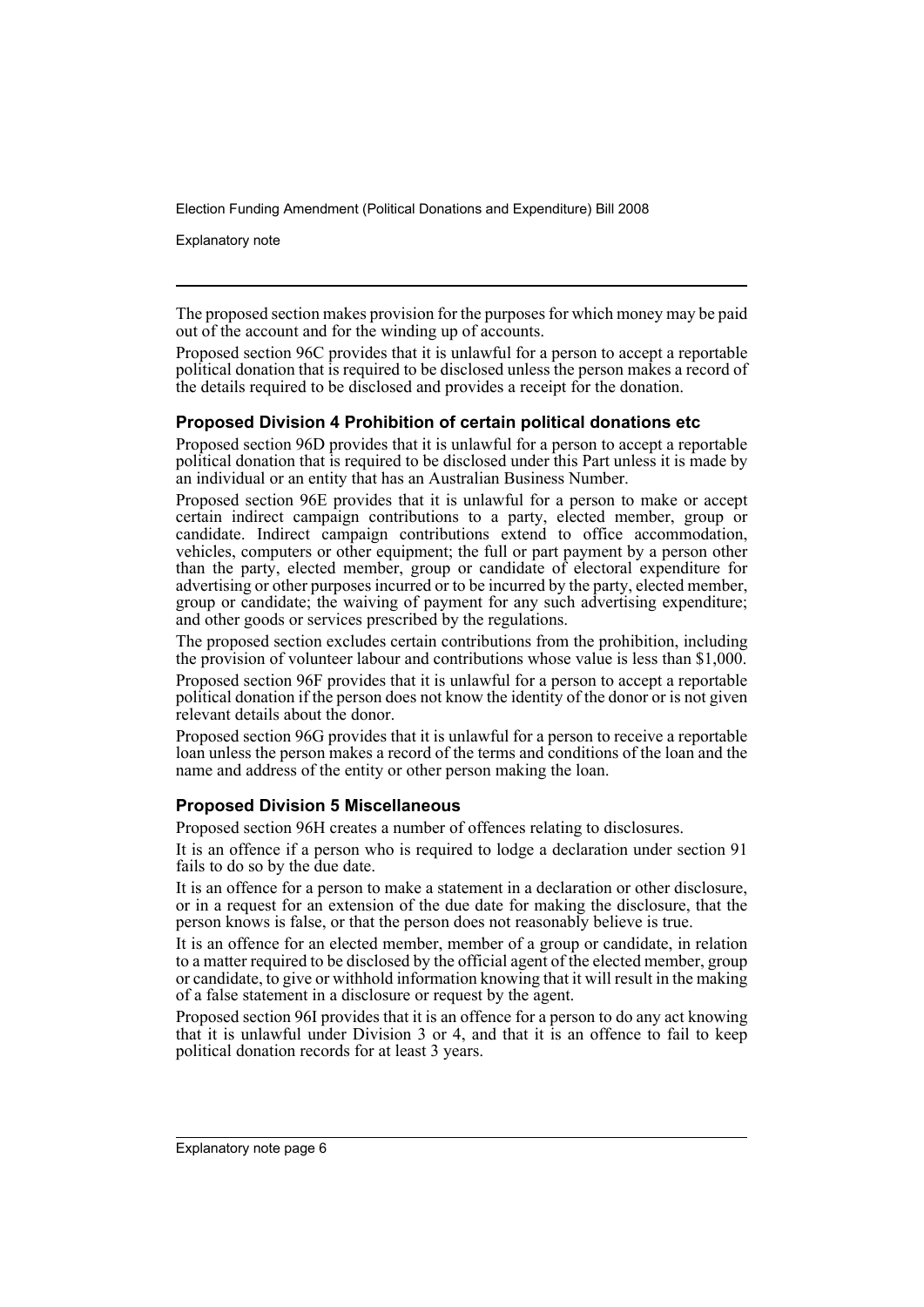The proposed section makes provision for the purposes for which money may be paid out of the account and for the winding up of accounts.

Proposed section 96C provides that it is unlawful for a person to accept a reportable political donation that is required to be disclosed unless the person makes a record of the details required to be disclosed and provides a receipt for the donation.

### Proposed Division 4 Prohibition of certain political donations etc

Proposed section 96D provides that it is unlawful for a person to accept a reportable political donation that is required to be disclosed under this Part unless it is made by an individual or an entity that has an Australian Business Number.

Proposed section 96E provides that it is unlawful for a person to make or accept certain indirect campaign contributions to a party, elected member, group or candidate. Indirect campaign contributions extend to office accommodation, vehicles, computers or other equipment; the full or part payment by a person other than the party, elected member, group or candidate of electoral expenditure for advertising or other purposes incurred or to be incurred by the party, elected member, group or candidate; the waiving of payment for any such advertising expenditure; and other goods or services prescribed by the regulations.

The proposed section excludes certain contributions from the prohibition, including the provision of volunteer labour and contributions whose value is less than $1,000.

Proposed section 96F provides that it is unlawful for a person to accept a reportable political donation if the person does not know the identity of the donor or is not given relevant details about the donor.

Proposed section 96G provides that it is unlawful for a person to receive a reportable loan unless the person makes a record of the terms and conditions of the loan and the name and address of the entity or other person making the loan.

### Proposed Division 5 Miscellaneous

Proposed section 96H creates a number of offences relating to disclosures.

It is an offence if a person who is required to lodge a declaration under section 91 fails to do so by the due date.

It is an offence for a person to make a statement in a declaration or other disclosure, or in a request for an extension of the due date for making the disclosure, that the person knows is false, or that the person does not reasonably believe is true.

It is an offence for an elected member, member of a group or candidate, in relation to a matter required to be disclosed by the official agent of the elected member, group or candidate, to give or withhold information knowing that it will result in the making of a false statement in a disclosure or request by the agent.

Proposed section 96I provides that it is an offence for a person to do any act knowing that it is unlawful under Division 3 or 4, and that it is an offence to fail to keep political donation records for at least 3 years.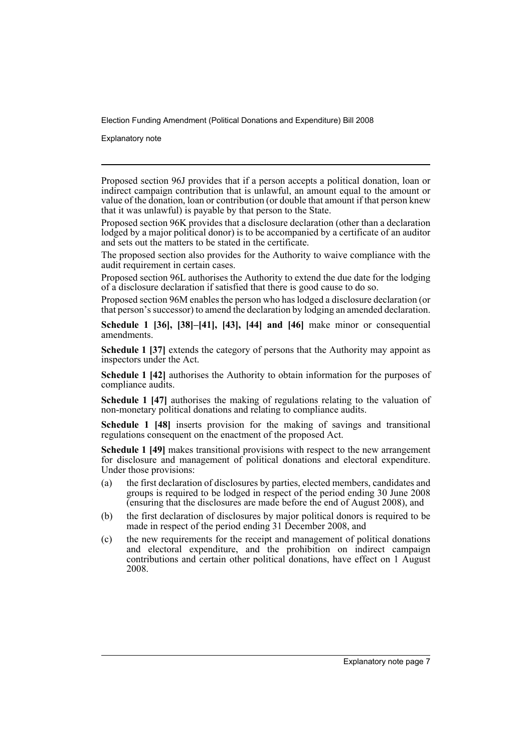Proposed section 96J provides that if a person accepts a political donation, loan or indirect campaign contribution that is unlawful, an amount equal to the amount or value of the donation, loan or contribution (or double that amount if that person knew that it was unlawful) is payable by that person to the State.

Proposed section 96K provides that a disclosure declaration (other than a declaration lodged by a major political donor) is to be accompanied by a certificate of an auditor and sets out the matters to be stated in the certificate.

The proposed section also provides for the Authority to waive compliance with the audit requirement in certain cases.

Proposed section 96L authorises the Authority to extend the due date for the lodging of a disclosure declaration if satisfied that there is good cause to do so.

Proposed section 96M enables the person who has lodged a disclosure declaration (or that person's successor) to amend the declaration by lodging an amended declaration.

**Schedule 1 [36], [38]–[41], [43], [44] and [46]** make minor or consequential amendments.

**Schedule 1 [37]** extends the category of persons that the Authority may appoint as inspectors under the Act.

**Schedule 1 [42]** authorises the Authority to obtain information for the purposes of compliance audits.

**Schedule 1 [47]** authorises the making of regulations relating to the valuation of non-monetary political donations and relating to compliance audits.

**Schedule 1 [48]** inserts provision for the making of savings and transitional regulations consequent on the enactment of the proposed Act.

**Schedule 1 [49]** makes transitional provisions with respect to the new arrangement for disclosure and management of political donations and electoral expenditure. Under those provisions:

(a) the first declaration of disclosures by parties, elected members, candidates and groups is required to be lodged in respect of the period ending 30 June 2008 (ensuring that the disclosures are made before the end of August 2008), and

(b) the first declaration of disclosures by major political donors is required to be made in respect of the period ending 31 December 2008, and

(c) the new requirements for the receipt and management of political donations and electoral expenditure, and the prohibition on indirect campaign contributions and certain other political donations, have effect on 1 August 2008.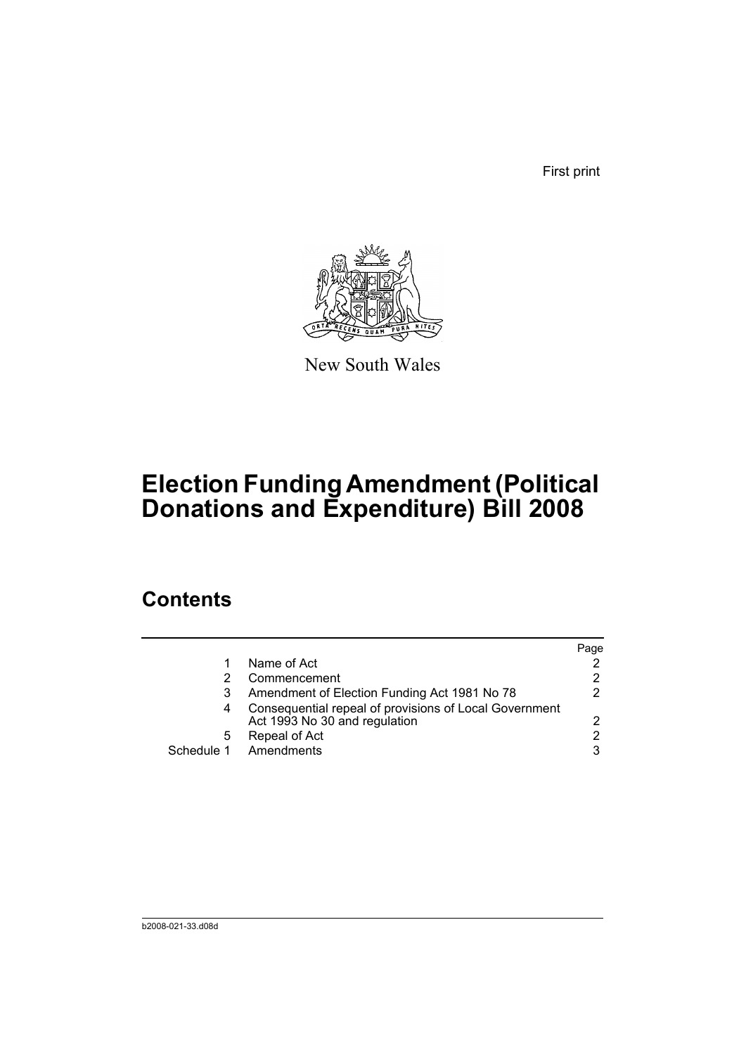First print

New South Wales

# Election Funding Amendment (Political Donations and Expenditure) Bill 2008

## Contents

| | | Page |
|---|---|---|
| 1 | Name of Act | 2 |
| 2 | Commencement | 2 |
| 3 | Amendment of Election Funding Act 1981 No 78 | 2 |
| 4 | Consequential repeal of provisions of Local Government Act 1993 No 30 and regulation | 2 |
| 5 | Repeal of Act | 2 |
| Schedule 1 | Amendments | 3 |

b2008-021-33.d08d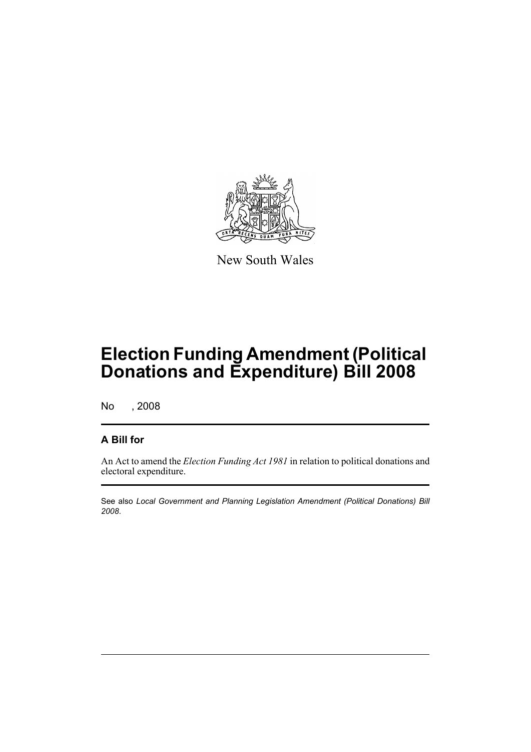New South Wales

# Election Funding Amendment (Political Donations and Expenditure) Bill 2008

No , 2008

## A Bill for

An Act to amend the *Election Funding Act 1981* in relation to political donations and electoral expenditure.

See also *Local Government and Planning Legislation Amendment (Political Donations) Bill 2008*.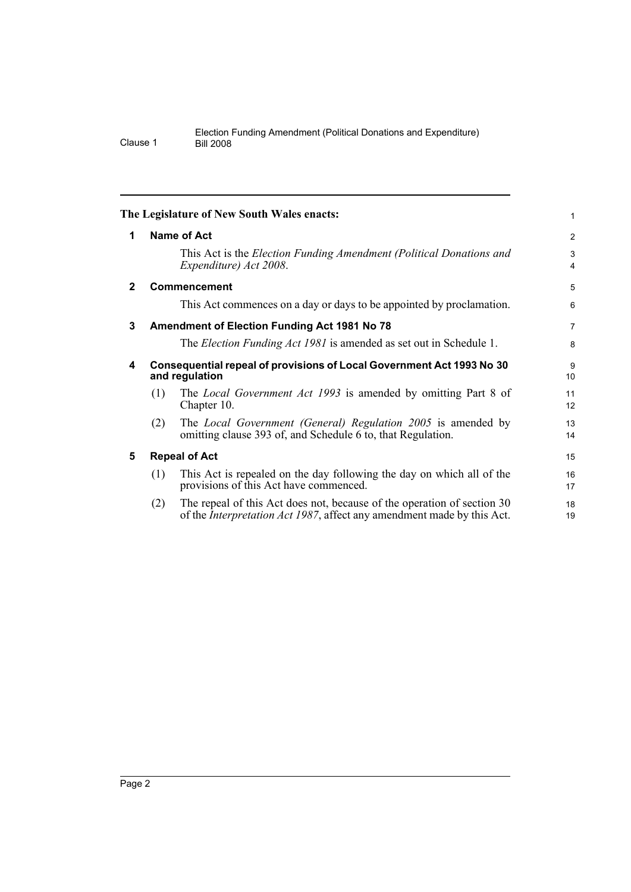The Legislature of New South Wales enacts:

**1 Name of Act**

This Act is the *Election Funding Amendment (Political Donations and Expenditure) Act 2008*.

**2 Commencement**

This Act commences on a day or days to be appointed by proclamation.

**3 Amendment of Election Funding Act 1981 No 78**

The *Election Funding Act 1981* is amended as set out in Schedule 1.

**4 Consequential repeal of provisions of Local Government Act 1993 No 30 and regulation**

(1) The *Local Government Act 1993* is amended by omitting Part 8 of Chapter 10.

(2) The *Local Government (General) Regulation 2005* is amended by omitting clause 393 of, and Schedule 6 to, that Regulation.

**5 Repeal of Act**

(1) This Act is repealed on the day following the day on which all of the provisions of this Act have commenced.

(2) The repeal of this Act does not, because of the operation of section 30 of the *Interpretation Act 1987*, affect any amendment made by this Act.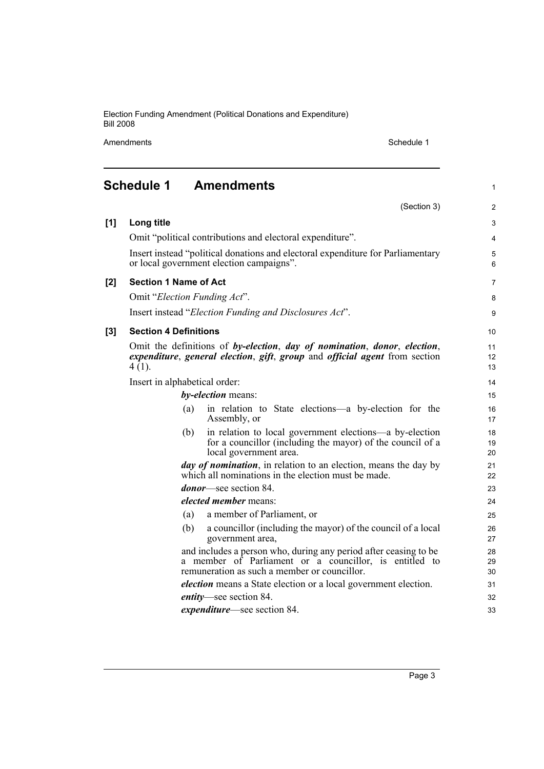## Schedule 1 Amendments

(Section 3)

**[1] Long title**

Omit "political contributions and electoral expenditure".

Insert instead "political donations and electoral expenditure for Parliamentary or local government election campaigns".

**[2] Section 1 Name of Act**

Omit "*Election Funding Act*".

Insert instead "*Election Funding and Disclosures Act*".

**[3] Section 4 Definitions**

Omit the definitions of ***by-election***, ***day of nomination***, ***donor***, ***election***, ***expenditure***, ***general election***, ***gift***, ***group*** and ***official agent*** from section 4 (1).

Insert in alphabetical order:

***by-election*** means:

(a) in relation to State elections—a by-election for the Assembly, or

(b) in relation to local government elections—a by-election for a councillor (including the mayor) of the council of a local government area.

***day of nomination***, in relation to an election, means the day by which all nominations in the election must be made.

***donor***—see section 84.

***elected member*** means:

(a) a member of Parliament, or

(b) a councillor (including the mayor) of the council of a local government area,

and includes a person who, during any period after ceasing to be a member of Parliament or a councillor, is entitled to remuneration as such a member or councillor.

***election*** means a State election or a local government election.

***entity***—see section 84.

***expenditure***—see section 84.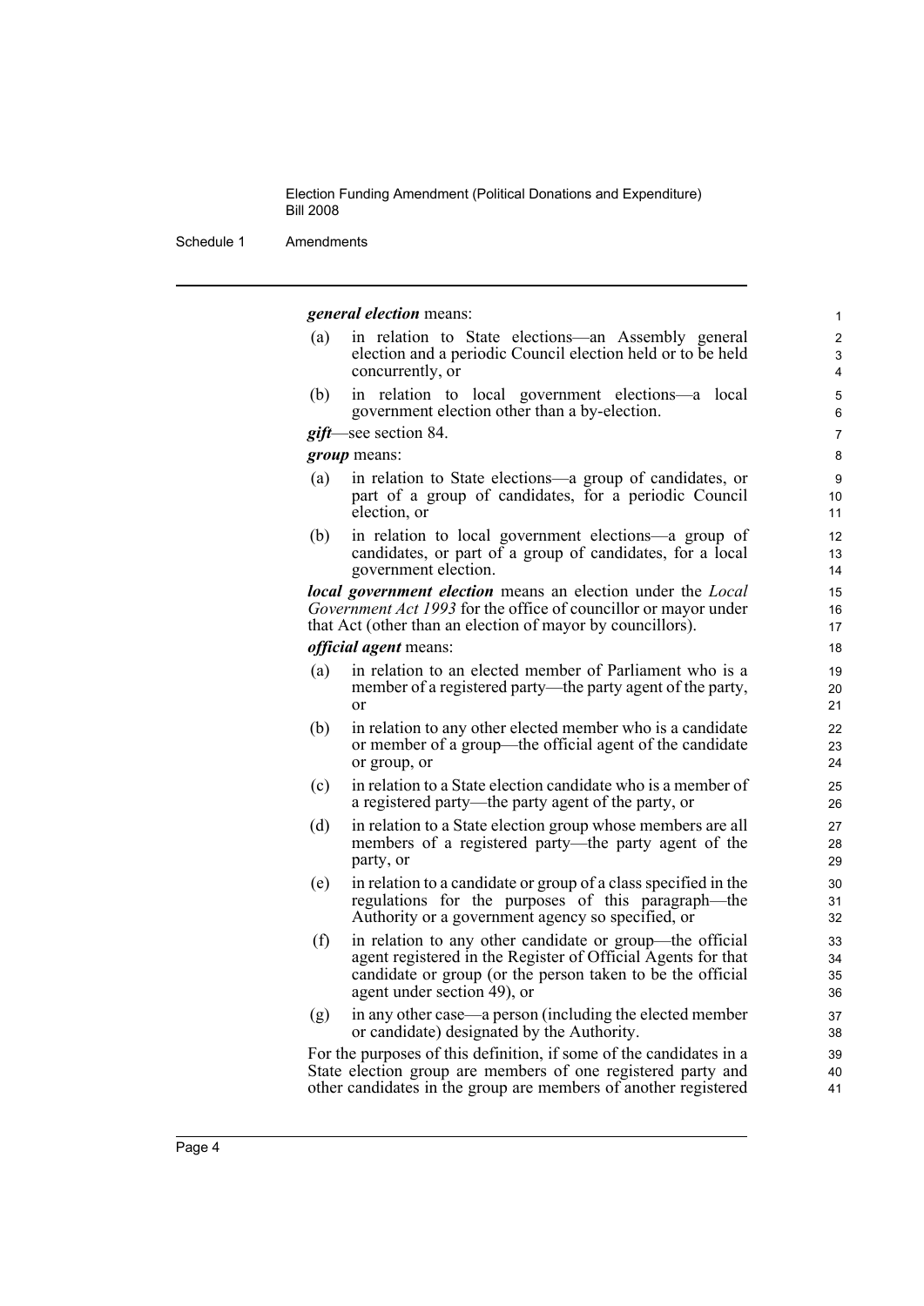***general election*** means:

(a) in relation to State elections—an Assembly general election and a periodic Council election held or to be held concurrently, or

(b) in relation to local government elections—a local government election other than a by-election.

***gift***—see section 84.

***group*** means:

(a) in relation to State elections—a group of candidates, or part of a group of candidates, for a periodic Council election, or

(b) in relation to local government elections—a group of candidates, or part of a group of candidates, for a local government election.

***local government election*** means an election under the *Local Government Act 1993* for the office of councillor or mayor under that Act (other than an election of mayor by councillors).

***official agent*** means:

(a) in relation to an elected member of Parliament who is a member of a registered party—the party agent of the party, or

(b) in relation to any other elected member who is a candidate or member of a group—the official agent of the candidate or group, or

(c) in relation to a State election candidate who is a member of a registered party—the party agent of the party, or

(d) in relation to a State election group whose members are all members of a registered party—the party agent of the party, or

(e) in relation to a candidate or group of a class specified in the regulations for the purposes of this paragraph—the Authority or a government agency so specified, or

(f) in relation to any other candidate or group—the official agent registered in the Register of Official Agents for that candidate or group (or the person taken to be the official agent under section 49), or

(g) in any other case—a person (including the elected member or candidate) designated by the Authority.

For the purposes of this definition, if some of the candidates in a State election group are members of one registered party and other candidates in the group are members of another registered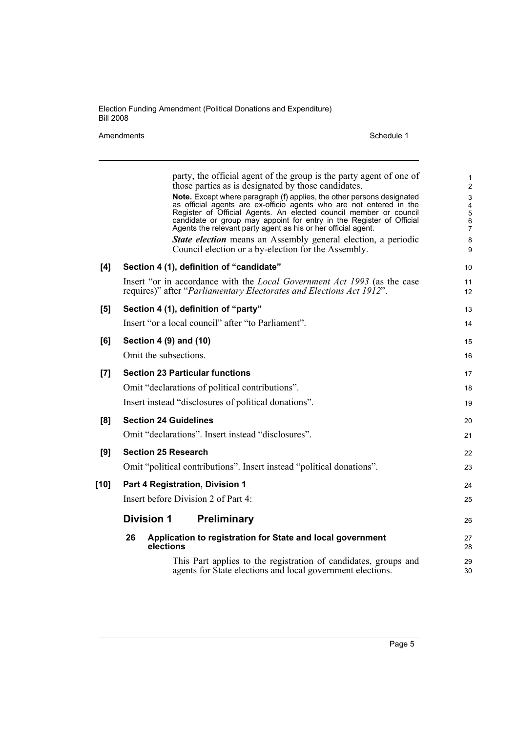party, the official agent of the group is the party agent of one of those parties as is designated by those candidates.

**Note.** Except where paragraph (f) applies, the other persons designated as official agents are ex-officio agents who are not entered in the Register of Official Agents. An elected council member or council candidate or group may appoint for entry in the Register of Official Agents the relevant party agent as his or her official agent.

***State election*** means an Assembly general election, a periodic Council election or a by-election for the Assembly.

**[4] Section 4 (1), definition of "candidate"**

Insert "or in accordance with the *Local Government Act 1993* (as the case requires)" after "*Parliamentary Electorates and Elections Act 1912*".

**[5] Section 4 (1), definition of "party"**

Insert "or a local council" after "to Parliament".

**[6] Section 4 (9) and (10)**

Omit the subsections.

**[7] Section 23 Particular functions**

Omit "declarations of political contributions".

Insert instead "disclosures of political donations".

**[8] Section 24 Guidelines**

Omit "declarations". Insert instead "disclosures".

**[9] Section 25 Research**

Omit "political contributions". Insert instead "political donations".

**[10] Part 4 Registration, Division 1**

Insert before Division 2 of Part 4:

## Division 1 Preliminary

### 26 Application to registration for State and local government elections

This Part applies to the registration of candidates, groups and agents for State elections and local government elections.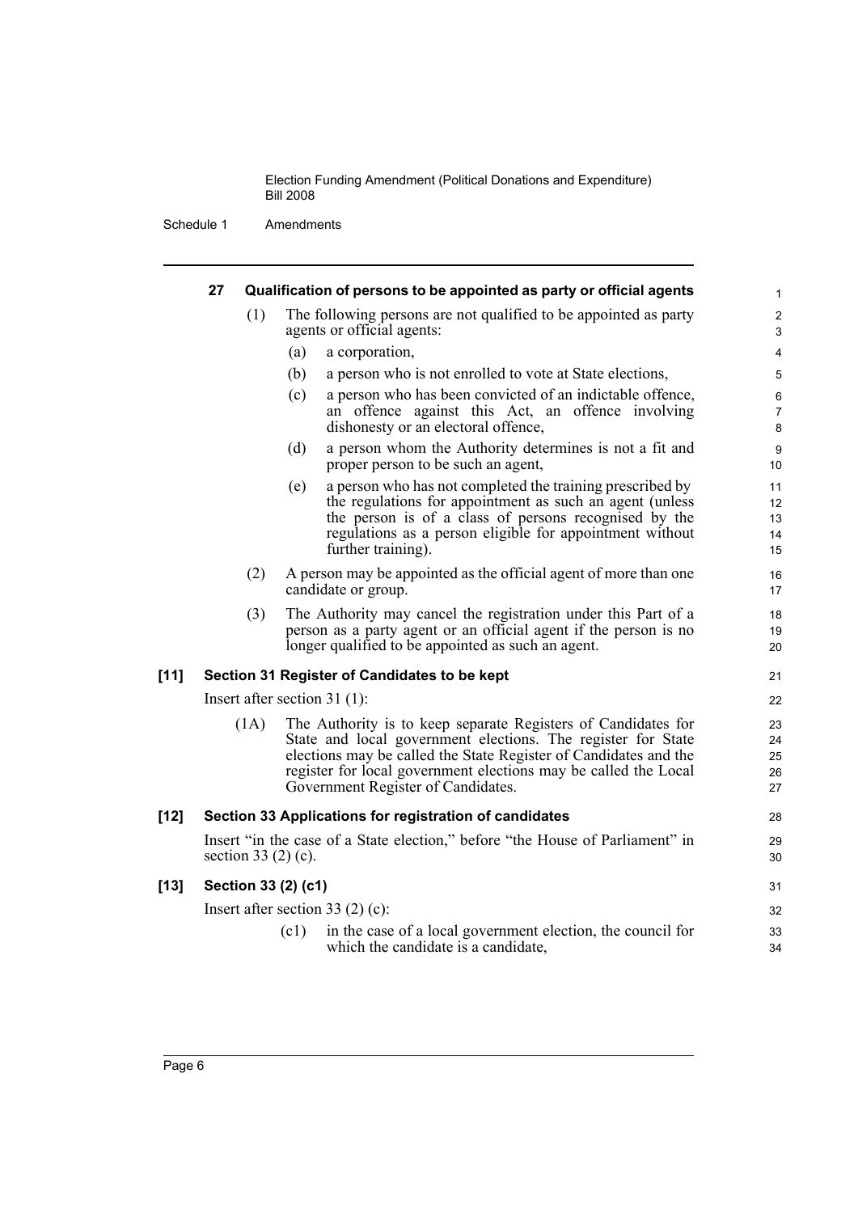**27 Qualification of persons to be appointed as party or official agents**

(1) The following persons are not qualified to be appointed as party agents or official agents:

(a) a corporation,

(b) a person who is not enrolled to vote at State elections,

(c) a person who has been convicted of an indictable offence, an offence against this Act, an offence involving dishonesty or an electoral offence,

(d) a person whom the Authority determines is not a fit and proper person to be such an agent,

(e) a person who has not completed the training prescribed by the regulations for appointment as such an agent (unless the person is of a class of persons recognised by the regulations as a person eligible for appointment without further training).

(2) A person may be appointed as the official agent of more than one candidate or group.

(3) The Authority may cancel the registration under this Part of a person as a party agent or an official agent if the person is no longer qualified to be appointed as such an agent.

**[11] Section 31 Register of Candidates to be kept**

Insert after section 31 (1):

(1A) The Authority is to keep separate Registers of Candidates for State and local government elections. The register for State elections may be called the State Register of Candidates and the register for local government elections may be called the Local Government Register of Candidates.

**[12] Section 33 Applications for registration of candidates**

Insert "in the case of a State election," before "the House of Parliament" in section 33 (2) (c).

**[13] Section 33 (2) (c1)**

Insert after section 33 (2) (c):

(c1) in the case of a local government election, the council for which the candidate is a candidate,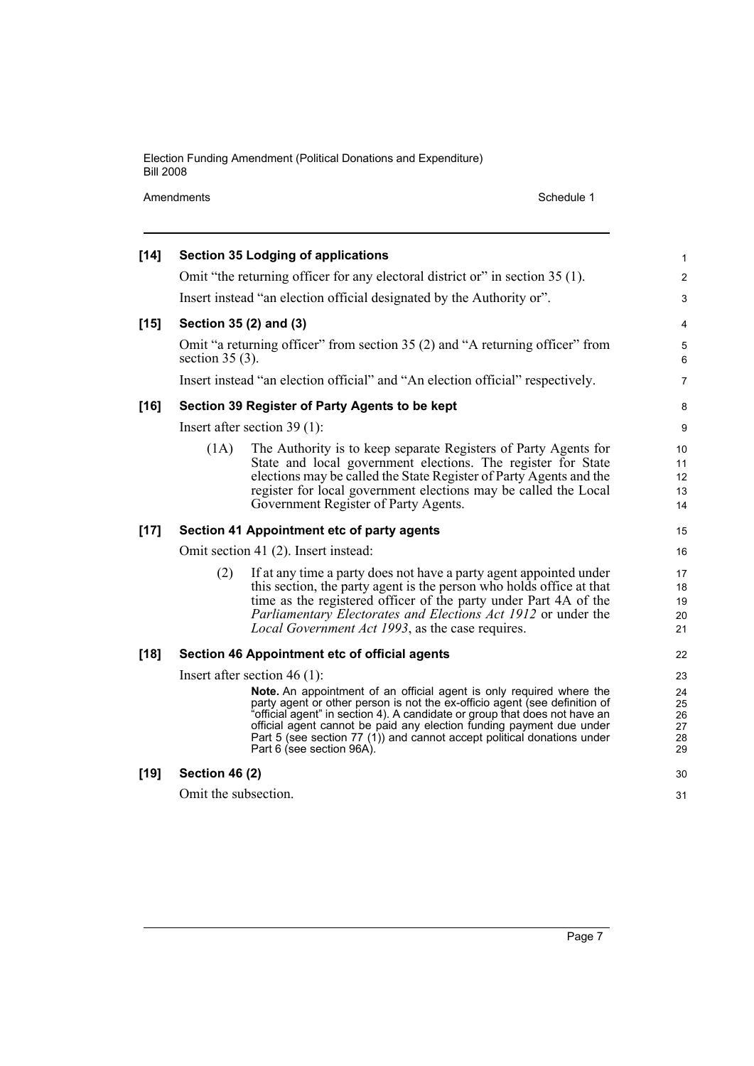**[14] Section 35 Lodging of applications**

Omit "the returning officer for any electoral district or" in section 35 (1).

Insert instead "an election official designated by the Authority or".

**[15] Section 35 (2) and (3)**

Omit "a returning officer" from section 35 (2) and "A returning officer" from section 35 (3).

Insert instead "an election official" and "An election official" respectively.

**[16] Section 39 Register of Party Agents to be kept**

Insert after section 39 (1):

(1A) The Authority is to keep separate Registers of Party Agents for State and local government elections. The register for State elections may be called the State Register of Party Agents and the register for local government elections may be called the Local Government Register of Party Agents.

**[17] Section 41 Appointment etc of party agents**

Omit section 41 (2). Insert instead:

(2) If at any time a party does not have a party agent appointed under this section, the party agent is the person who holds office at that time as the registered officer of the party under Part 4A of the *Parliamentary Electorates and Elections Act 1912* or under the *Local Government Act 1993*, as the case requires.

**[18] Section 46 Appointment etc of official agents**

Insert after section 46 (1):

**Note.** An appointment of an official agent is only required where the party agent or other person is not the ex-officio agent (see definition of "official agent" in section 4). A candidate or group that does not have an official agent cannot be paid any election funding payment due under Part 5 (see section 77 (1)) and cannot accept political donations under Part 6 (see section 96A).

**[19] Section 46 (2)**

Omit the subsection.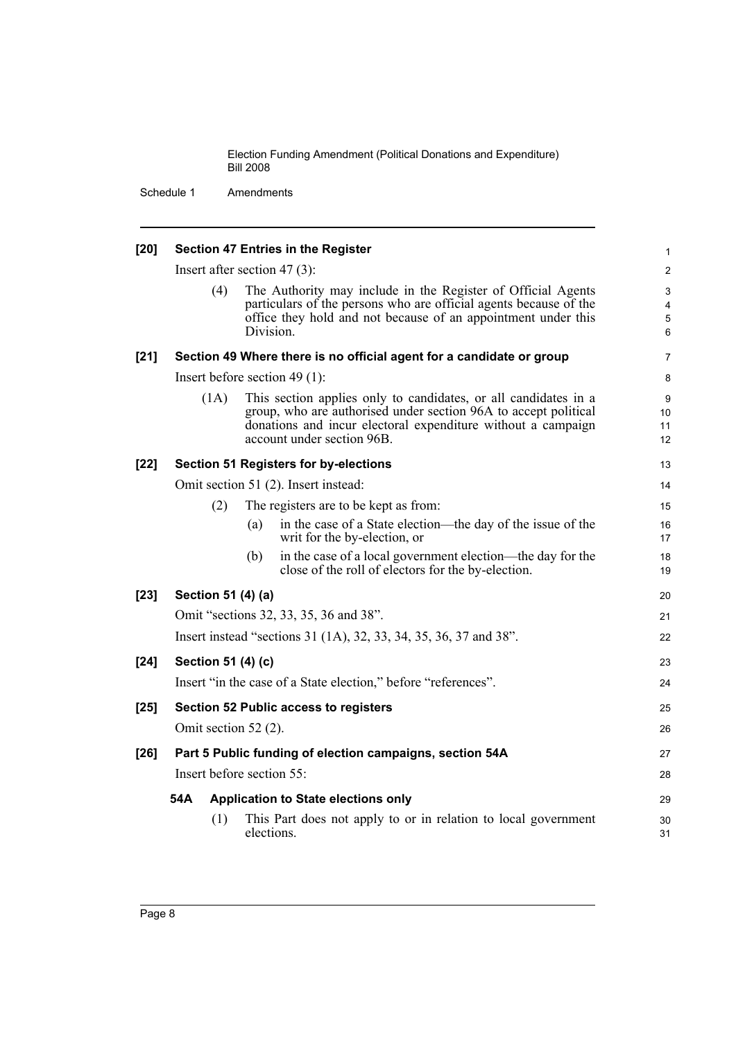**[20] Section 47 Entries in the Register**

Insert after section 47 (3):

(4) The Authority may include in the Register of Official Agents particulars of the persons who are official agents because of the office they hold and not because of an appointment under this Division.

**[21] Section 49 Where there is no official agent for a candidate or group**

Insert before section 49 (1):

(1A) This section applies only to candidates, or all candidates in a group, who are authorised under section 96A to accept political donations and incur electoral expenditure without a campaign account under section 96B.

**[22] Section 51 Registers for by-elections**

Omit section 51 (2). Insert instead:

(2) The registers are to be kept as from:

(a) in the case of a State election—the day of the issue of the writ for the by-election, or

(b) in the case of a local government election—the day for the close of the roll of electors for the by-election.

**[23] Section 51 (4) (a)**

Omit "sections 32, 33, 35, 36 and 38".

Insert instead "sections 31 (1A), 32, 33, 34, 35, 36, 37 and 38".

**[24] Section 51 (4) (c)**

Insert "in the case of a State election," before "references".

**[25] Section 52 Public access to registers**

Omit section 52 (2).

**[26] Part 5 Public funding of election campaigns, section 54A**

Insert before section 55:

**54A Application to State elections only**

(1) This Part does not apply to or in relation to local government elections.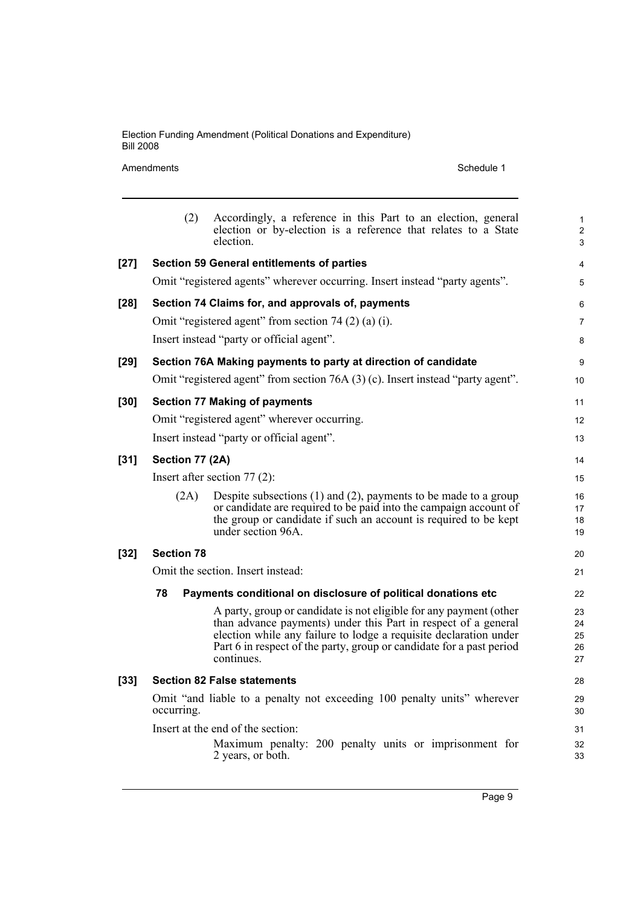(2) Accordingly, a reference in this Part to an election, general election or by-election is a reference that relates to a State election.

**[27] Section 59 General entitlements of parties**

Omit "registered agents" wherever occurring. Insert instead "party agents".

**[28] Section 74 Claims for, and approvals of, payments**

Omit "registered agent" from section 74 (2) (a) (i).

Insert instead "party or official agent".

**[29] Section 76A Making payments to party at direction of candidate**

Omit "registered agent" from section 76A (3) (c). Insert instead "party agent".

**[30] Section 77 Making of payments**

Omit "registered agent" wherever occurring.

Insert instead "party or official agent".

**[31] Section 77 (2A)**

Insert after section 77 (2):

(2A) Despite subsections (1) and (2), payments to be made to a group or candidate are required to be paid into the campaign account of the group or candidate if such an account is required to be kept under section 96A.

**[32] Section 78**

Omit the section. Insert instead:

**78 Payments conditional on disclosure of political donations etc**

A party, group or candidate is not eligible for any payment (other than advance payments) under this Part in respect of a general election while any failure to lodge a requisite declaration under Part 6 in respect of the party, group or candidate for a past period continues.

**[33] Section 82 False statements**

Omit "and liable to a penalty not exceeding 100 penalty units" wherever occurring.

Insert at the end of the section:

Maximum penalty: 200 penalty units or imprisonment for 2 years, or both.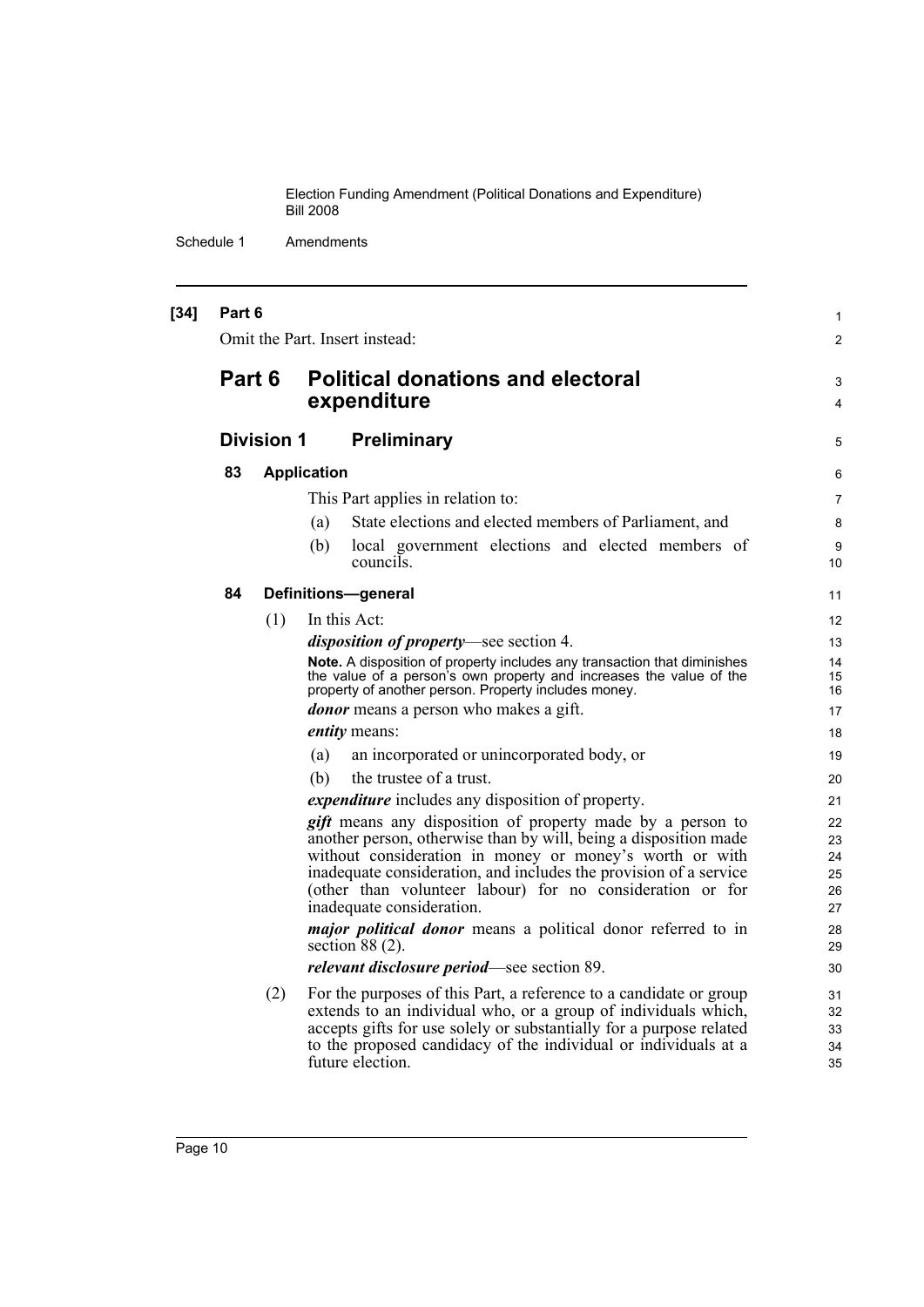**[34] Part 6**

Omit the Part. Insert instead:

# Part 6 Political donations and electoral expenditure

## Division 1 Preliminary

### 83 Application

This Part applies in relation to:

(a) State elections and elected members of Parliament, and

(b) local government elections and elected members of councils.

### 84 Definitions—general

(1) In this Act:

***disposition of property***—see section 4.

**Note.** A disposition of property includes any transaction that diminishes the value of a person's own property and increases the value of the property of another person. Property includes money.

***donor*** means a person who makes a gift.

***entity*** means:

(a) an incorporated or unincorporated body, or

(b) the trustee of a trust.

***expenditure*** includes any disposition of property.

***gift*** means any disposition of property made by a person to another person, otherwise than by will, being a disposition made without consideration in money or money's worth or with inadequate consideration, and includes the provision of a service (other than volunteer labour) for no consideration or for inadequate consideration.

***major political donor*** means a political donor referred to in section 88 (2).

***relevant disclosure period***—see section 89.

(2) For the purposes of this Part, a reference to a candidate or group extends to an individual who, or a group of individuals which, accepts gifts for use solely or substantially for a purpose related to the proposed candidacy of the individual or individuals at a future election.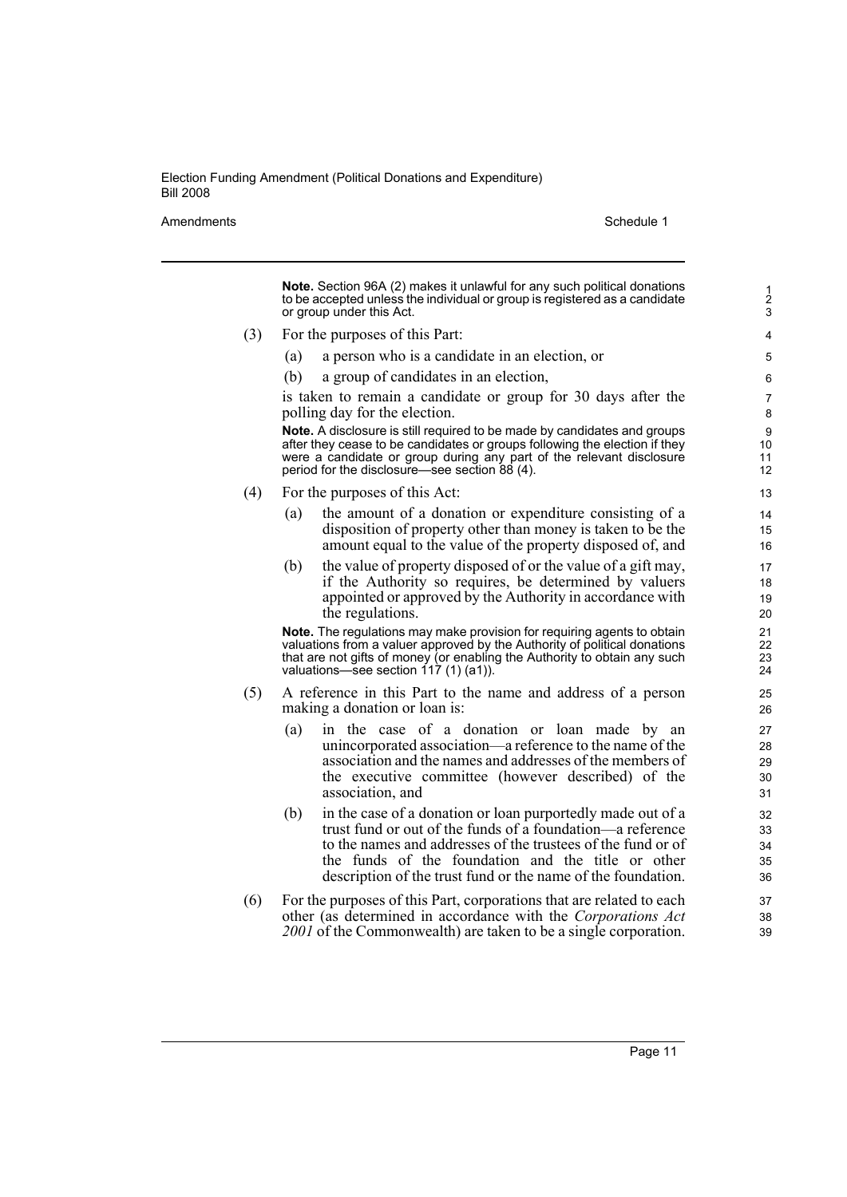**Note.** Section 96A (2) makes it unlawful for any such political donations to be accepted unless the individual or group is registered as a candidate or group under this Act.

(3) For the purposes of this Part:

(a) a person who is a candidate in an election, or

(b) a group of candidates in an election,

is taken to remain a candidate or group for 30 days after the polling day for the election.

**Note.** A disclosure is still required to be made by candidates and groups after they cease to be candidates or groups following the election if they were a candidate or group during any part of the relevant disclosure period for the disclosure—see section 88 (4).

(4) For the purposes of this Act:

(a) the amount of a donation or expenditure consisting of a disposition of property other than money is taken to be the amount equal to the value of the property disposed of, and

(b) the value of property disposed of or the value of a gift may, if the Authority so requires, be determined by valuers appointed or approved by the Authority in accordance with the regulations.

**Note.** The regulations may make provision for requiring agents to obtain valuations from a valuer approved by the Authority of political donations that are not gifts of money (or enabling the Authority to obtain any such valuations—see section 117 (1) (a1)).

(5) A reference in this Part to the name and address of a person making a donation or loan is:

(a) in the case of a donation or loan made by an unincorporated association—a reference to the name of the association and the names and addresses of the members of the executive committee (however described) of the association, and

(b) in the case of a donation or loan purportedly made out of a trust fund or out of the funds of a foundation—a reference to the names and addresses of the trustees of the fund or of the funds of the foundation and the title or other description of the trust fund or the name of the foundation.

(6) For the purposes of this Part, corporations that are related to each other (as determined in accordance with the *Corporations Act 2001* of the Commonwealth) are taken to be a single corporation.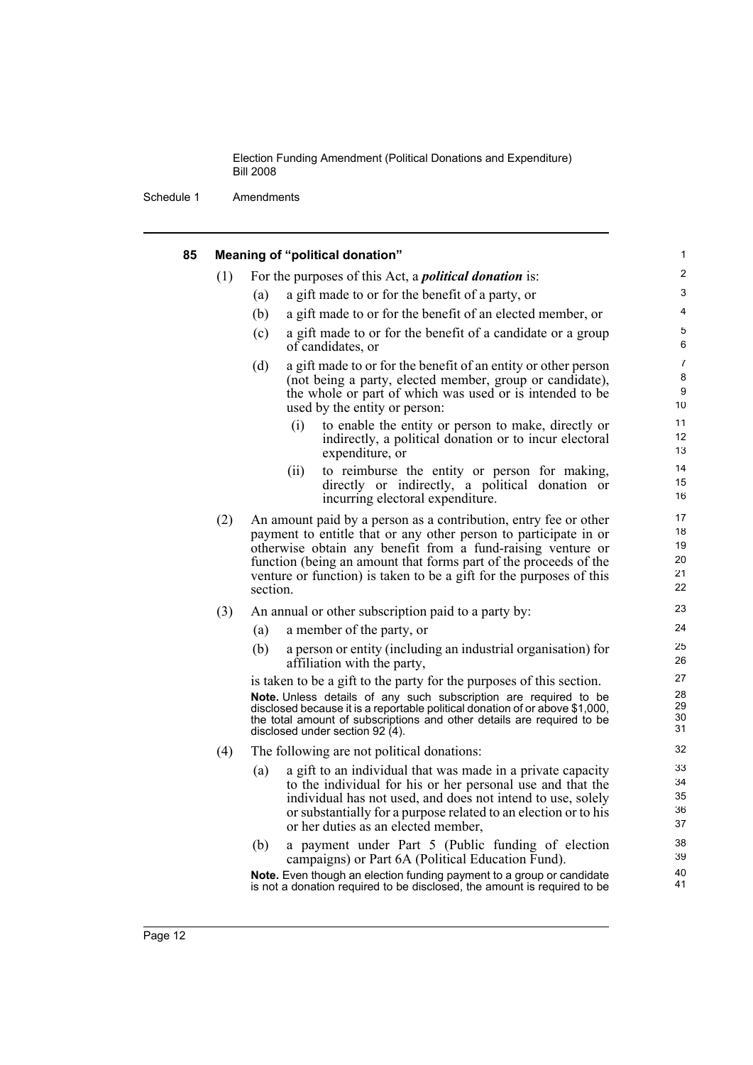#### 85 Meaning of "political donation"

(1) For the purposes of this Act, a ***political donation*** is:

(a) a gift made to or for the benefit of a party, or

(b) a gift made to or for the benefit of an elected member, or

(c) a gift made to or for the benefit of a candidate or a group of candidates, or

(d) a gift made to or for the benefit of an entity or other person (not being a party, elected member, group or candidate), the whole or part of which was used or is intended to be used by the entity or person:

(i) to enable the entity or person to make, directly or indirectly, a political donation or to incur electoral expenditure, or

(ii) to reimburse the entity or person for making, directly or indirectly, a political donation or incurring electoral expenditure.

(2) An amount paid by a person as a contribution, entry fee or other payment to entitle that or any other person to participate in or otherwise obtain any benefit from a fund-raising venture or function (being an amount that forms part of the proceeds of the venture or function) is taken to be a gift for the purposes of this section.

(3) An annual or other subscription paid to a party by:

(a) a member of the party, or

(b) a person or entity (including an industrial organisation) for affiliation with the party,

is taken to be a gift to the party for the purposes of this section.

**Note.** Unless details of any such subscription are required to be disclosed because it is a reportable political donation of or above $1,000, the total amount of subscriptions and other details are required to be disclosed under section 92 (4).

(4) The following are not political donations:

(a) a gift to an individual that was made in a private capacity to the individual for his or her personal use and that the individual has not used, and does not intend to use, solely or substantially for a purpose related to an election or to his or her duties as an elected member,

(b) a payment under Part 5 (Public funding of election campaigns) or Part 6A (Political Education Fund).

**Note.** Even though an election funding payment to a group or candidate is not a donation required to be disclosed, the amount is required to be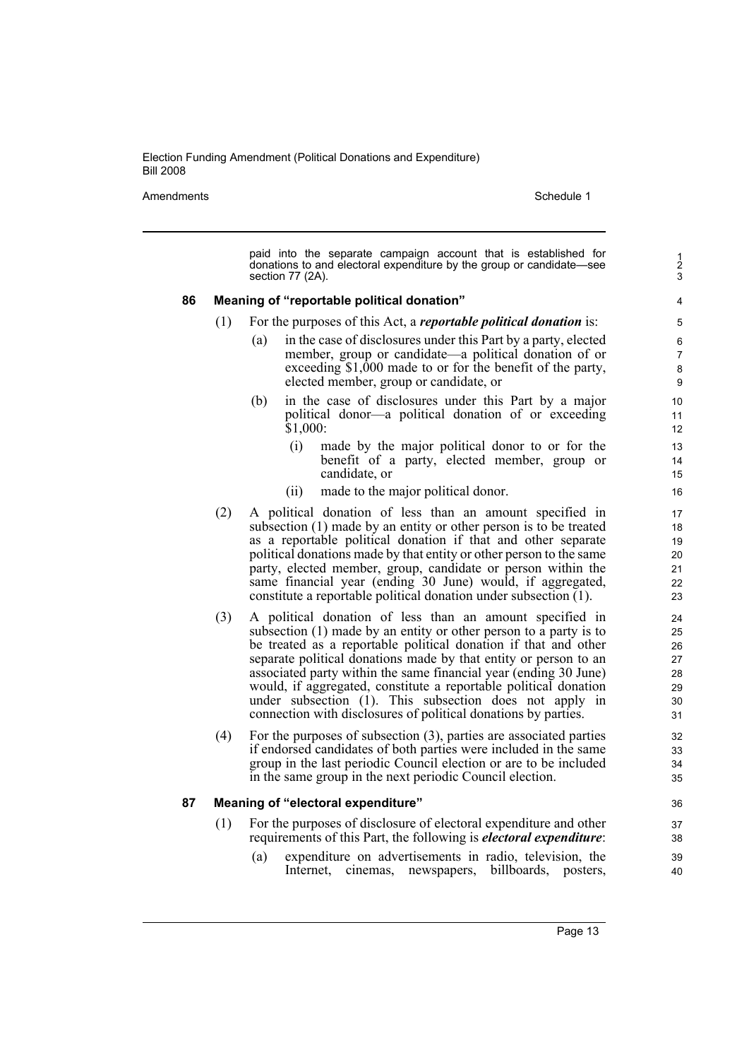paid into the separate campaign account that is established for donations to and electoral expenditure by the group or candidate—see section 77 (2A).

### 86 Meaning of "reportable political donation"

(1) For the purposes of this Act, a ***reportable political donation*** is:

(a) in the case of disclosures under this Part by a party, elected member, group or candidate—a political donation of or exceeding $1,000 made to or for the benefit of the party, elected member, group or candidate, or

(b) in the case of disclosures under this Part by a major political donor—a political donation of or exceeding $1,000:

(i) made by the major political donor to or for the benefit of a party, elected member, group or candidate, or

(ii) made to the major political donor.

(2) A political donation of less than an amount specified in subsection (1) made by an entity or other person is to be treated as a reportable political donation if that and other separate political donations made by that entity or other person to the same party, elected member, group, candidate or person within the same financial year (ending 30 June) would, if aggregated, constitute a reportable political donation under subsection (1).

(3) A political donation of less than an amount specified in subsection (1) made by an entity or other person to a party is to be treated as a reportable political donation if that and other separate political donations made by that entity or person to an associated party within the same financial year (ending 30 June) would, if aggregated, constitute a reportable political donation under subsection (1). This subsection does not apply in connection with disclosures of political donations by parties.

(4) For the purposes of subsection (3), parties are associated parties if endorsed candidates of both parties were included in the same group in the last periodic Council election or are to be included in the same group in the next periodic Council election.

### 87 Meaning of "electoral expenditure"

(1) For the purposes of disclosure of electoral expenditure and other requirements of this Part, the following is ***electoral expenditure***:

(a) expenditure on advertisements in radio, television, the Internet, cinemas, newspapers, billboards, posters,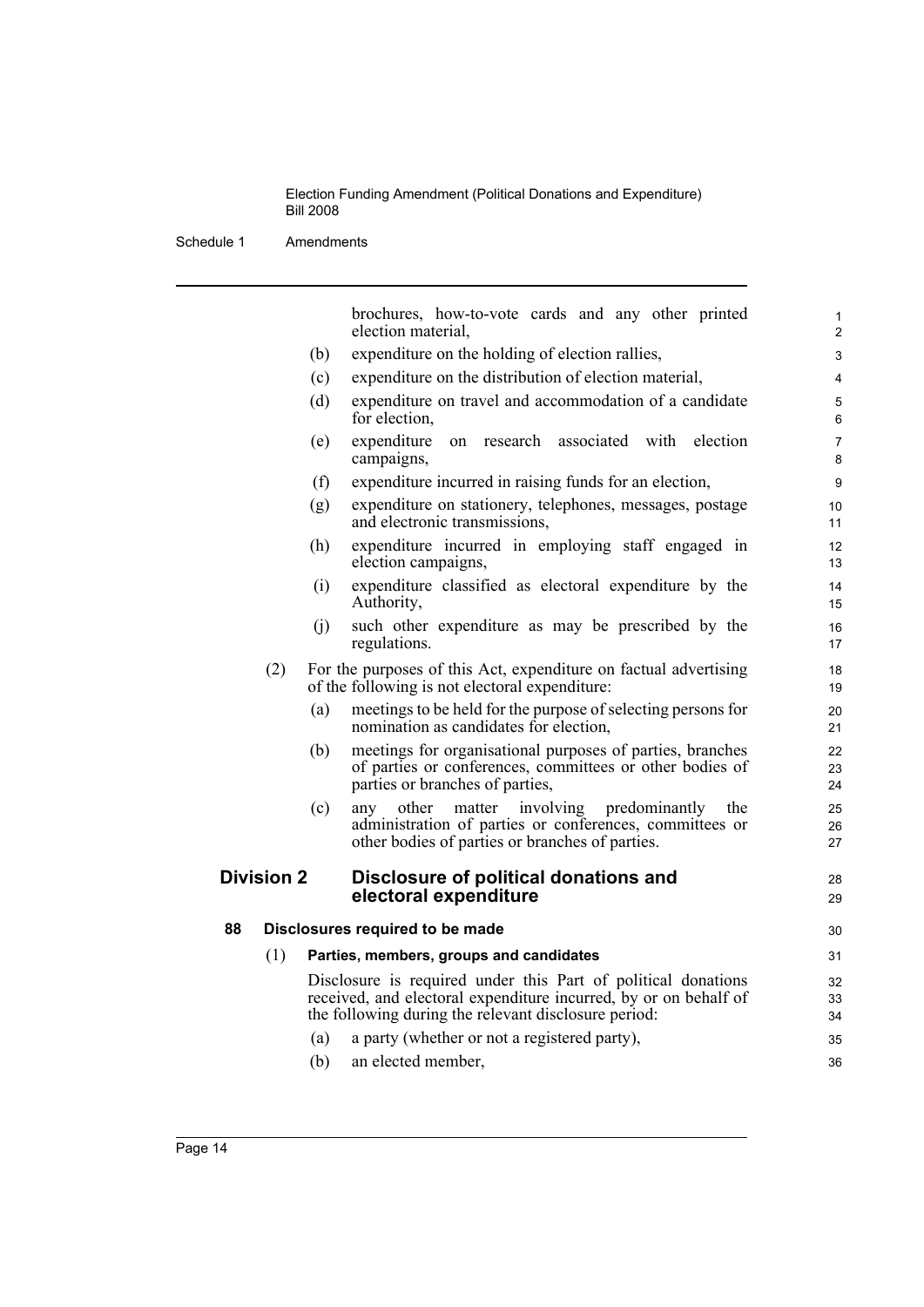brochures, how-to-vote cards and any other printed election material,

(b) expenditure on the holding of election rallies,

(c) expenditure on the distribution of election material,

(d) expenditure on travel and accommodation of a candidate for election,

(e) expenditure on research associated with election campaigns,

(f) expenditure incurred in raising funds for an election,

(g) expenditure on stationery, telephones, messages, postage and electronic transmissions,

(h) expenditure incurred in employing staff engaged in election campaigns,

(i) expenditure classified as electoral expenditure by the Authority,

(j) such other expenditure as may be prescribed by the regulations.

(2) For the purposes of this Act, expenditure on factual advertising of the following is not electoral expenditure:

(a) meetings to be held for the purpose of selecting persons for nomination as candidates for election,

(b) meetings for organisational purposes of parties, branches of parties or conferences, committees or other bodies of parties or branches of parties,

(c) any other matter involving predominantly the administration of parties or conferences, committees or other bodies of parties or branches of parties.

## Division 2 Disclosure of political donations and electoral expenditure

### 88 Disclosures required to be made

(1) **Parties, members, groups and candidates**

Disclosure is required under this Part of political donations received, and electoral expenditure incurred, by or on behalf of the following during the relevant disclosure period:

(a) a party (whether or not a registered party),

(b) an elected member,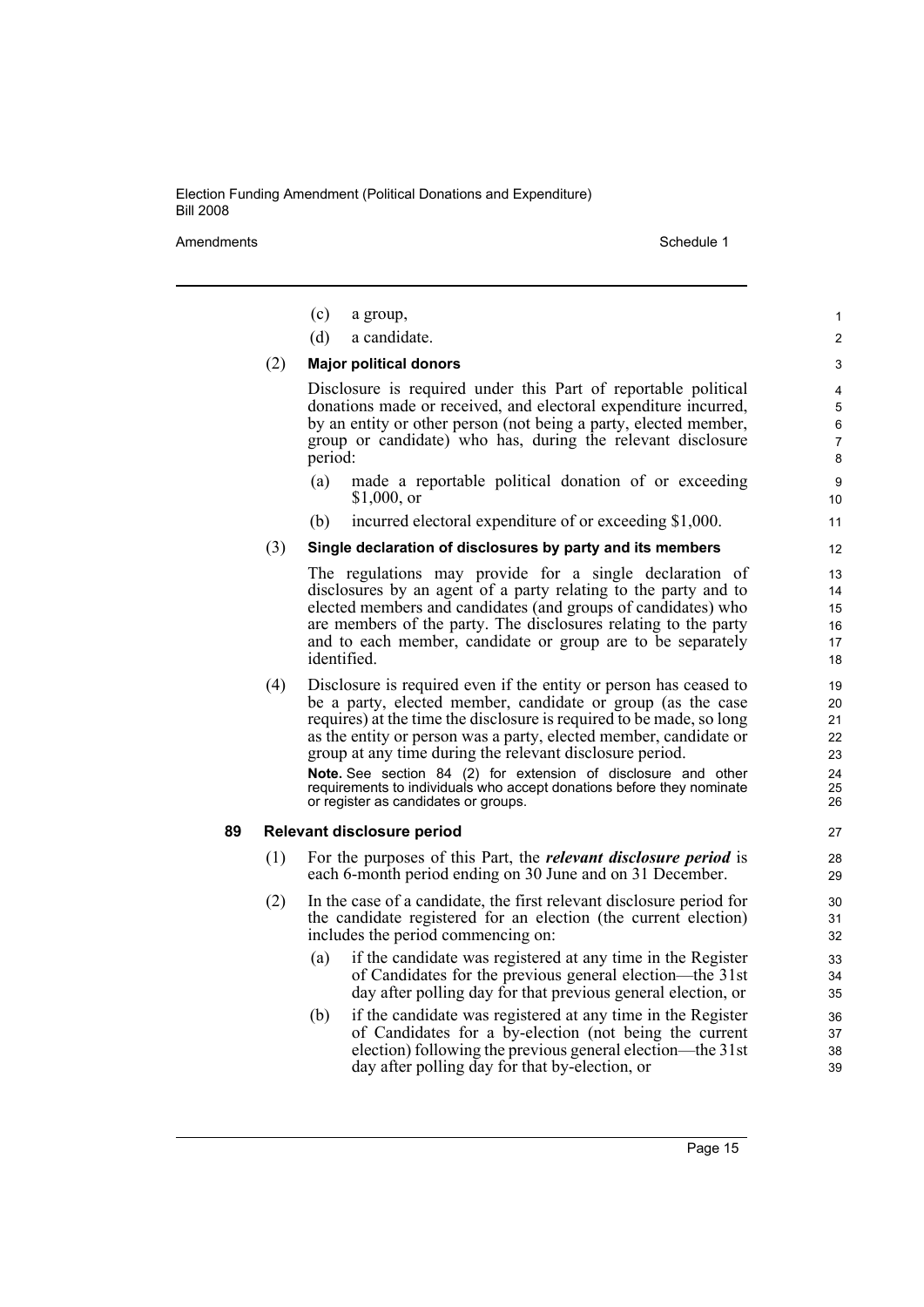(c) a group,

(d) a candidate.

(2) **Major political donors**

Disclosure is required under this Part of reportable political donations made or received, and electoral expenditure incurred, by an entity or other person (not being a party, elected member, group or candidate) who has, during the relevant disclosure period:

(a) made a reportable political donation of or exceeding $1,000, or

(b) incurred electoral expenditure of or exceeding $1,000.

(3) **Single declaration of disclosures by party and its members**

The regulations may provide for a single declaration of disclosures by an agent of a party relating to the party and to elected members and candidates (and groups of candidates) who are members of the party. The disclosures relating to the party and to each member, candidate or group are to be separately identified.

(4) Disclosure is required even if the entity or person has ceased to be a party, elected member, candidate or group (as the case requires) at the time the disclosure is required to be made, so long as the entity or person was a party, elected member, candidate or group at any time during the relevant disclosure period.

**Note.** See section 84 (2) for extension of disclosure and other requirements to individuals who accept donations before they nominate or register as candidates or groups.

### 89 Relevant disclosure period

(1) For the purposes of this Part, the ***relevant disclosure period*** is each 6-month period ending on 30 June and on 31 December.

(2) In the case of a candidate, the first relevant disclosure period for the candidate registered for an election (the current election) includes the period commencing on:

(a) if the candidate was registered at any time in the Register of Candidates for the previous general election—the 31st day after polling day for that previous general election, or

(b) if the candidate was registered at any time in the Register of Candidates for a by-election (not being the current election) following the previous general election—the 31st day after polling day for that by-election, or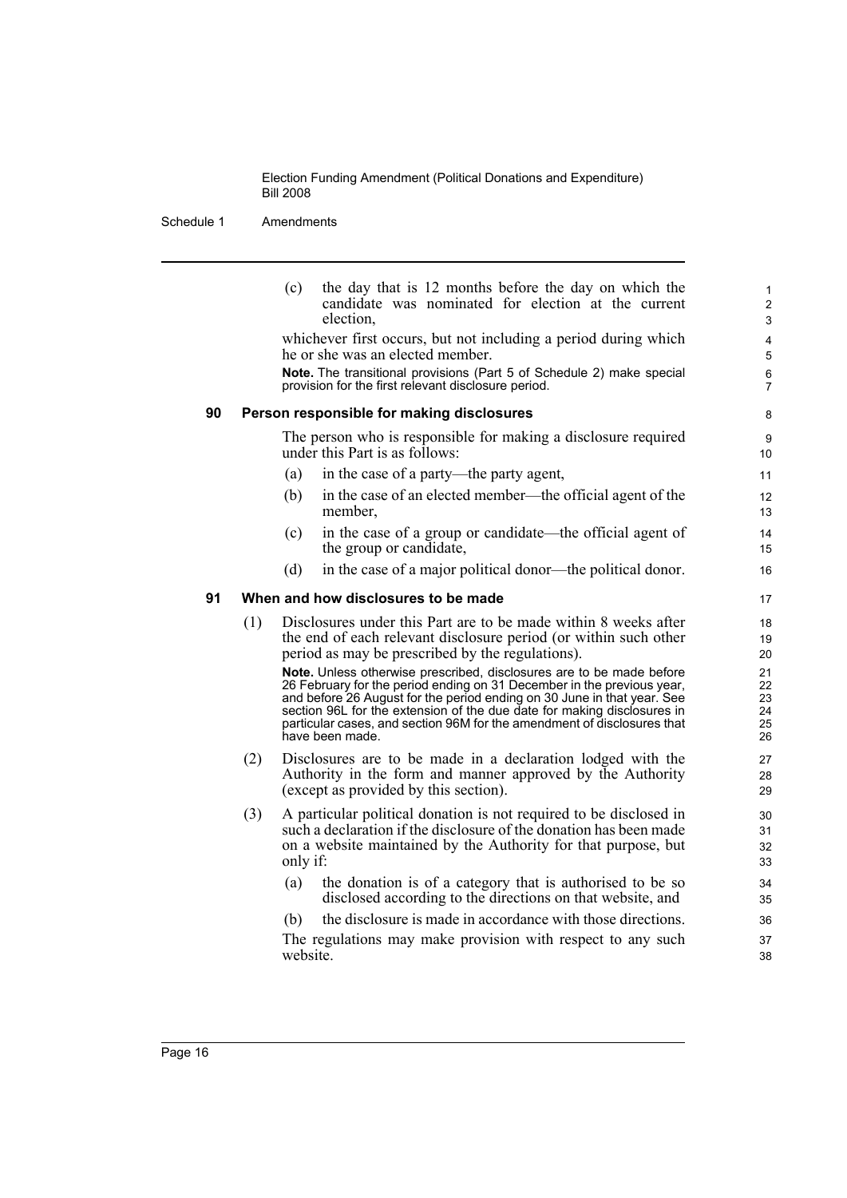(c) the day that is 12 months before the day on which the candidate was nominated for election at the current election,

whichever first occurs, but not including a period during which he or she was an elected member.

**Note.** The transitional provisions (Part 5 of Schedule 2) make special provision for the first relevant disclosure period.

### 90 Person responsible for making disclosures

The person who is responsible for making a disclosure required under this Part is as follows:

(a) in the case of a party—the party agent,

(b) in the case of an elected member—the official agent of the member,

(c) in the case of a group or candidate—the official agent of the group or candidate,

(d) in the case of a major political donor—the political donor.

### 91 When and how disclosures to be made

(1) Disclosures under this Part are to be made within 8 weeks after the end of each relevant disclosure period (or within such other period as may be prescribed by the regulations).

**Note.** Unless otherwise prescribed, disclosures are to be made before 26 February for the period ending on 31 December in the previous year, and before 26 August for the period ending on 30 June in that year. See section 96L for the extension of the due date for making disclosures in particular cases, and section 96M for the amendment of disclosures that have been made.

(2) Disclosures are to be made in a declaration lodged with the Authority in the form and manner approved by the Authority (except as provided by this section).

(3) A particular political donation is not required to be disclosed in such a declaration if the disclosure of the donation has been made on a website maintained by the Authority for that purpose, but only if:

(a) the donation is of a category that is authorised to be so disclosed according to the directions on that website, and

(b) the disclosure is made in accordance with those directions.

The regulations may make provision with respect to any such website.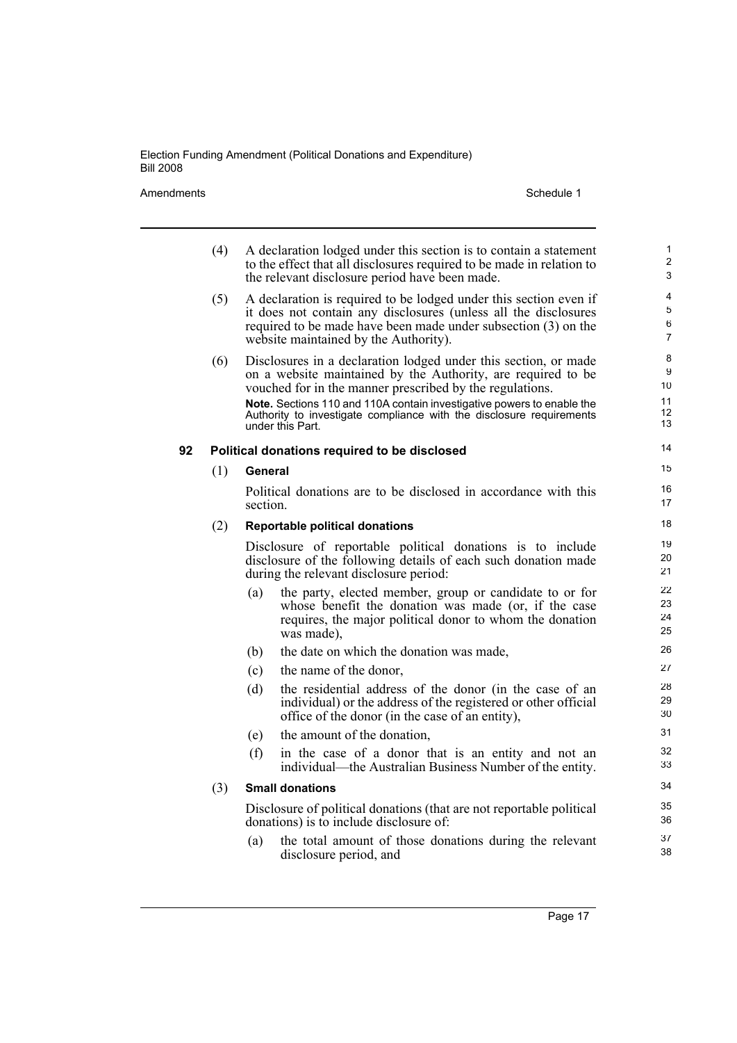(4) A declaration lodged under this section is to contain a statement to the effect that all disclosures required to be made in relation to the relevant disclosure period have been made.

(5) A declaration is required to be lodged under this section even if it does not contain any disclosures (unless all the disclosures required to be made have been made under subsection (3) on the website maintained by the Authority).

(6) Disclosures in a declaration lodged under this section, or made on a website maintained by the Authority, are required to be vouched for in the manner prescribed by the regulations.

**Note.** Sections 110 and 110A contain investigative powers to enable the Authority to investigate compliance with the disclosure requirements under this Part.

### 92 Political donations required to be disclosed

(1) **General**

Political donations are to be disclosed in accordance with this section.

(2) **Reportable political donations**

Disclosure of reportable political donations is to include disclosure of the following details of each such donation made during the relevant disclosure period:

(a) the party, elected member, group or candidate to or for whose benefit the donation was made (or, if the case requires, the major political donor to whom the donation was made),

(b) the date on which the donation was made,

(c) the name of the donor,

(d) the residential address of the donor (in the case of an individual) or the address of the registered or other official office of the donor (in the case of an entity),

(e) the amount of the donation,

(f) in the case of a donor that is an entity and not an individual—the Australian Business Number of the entity.

(3) **Small donations**

Disclosure of political donations (that are not reportable political donations) is to include disclosure of:

(a) the total amount of those donations during the relevant disclosure period, and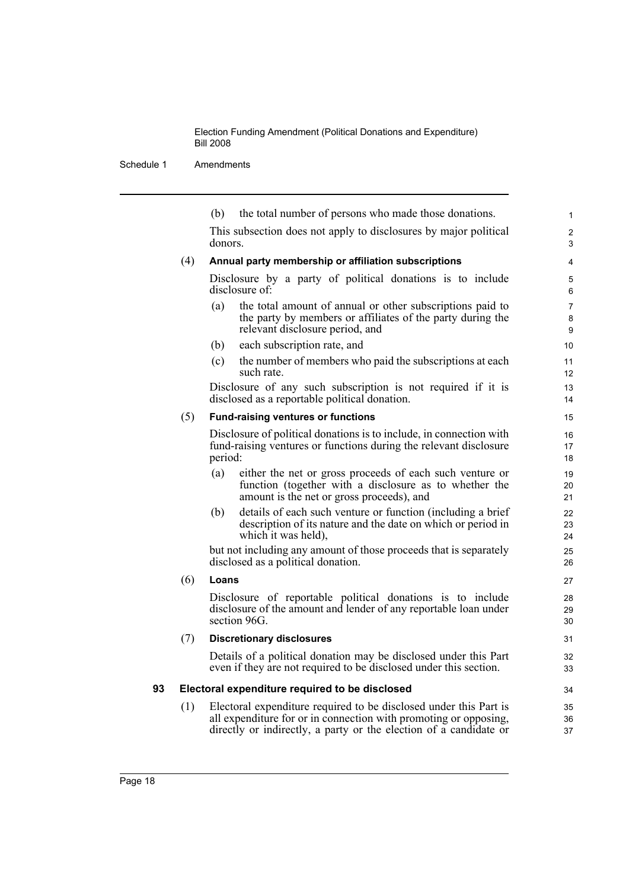(b) the total number of persons who made those donations.

This subsection does not apply to disclosures by major political donors.

(4) **Annual party membership or affiliation subscriptions**

Disclosure by a party of political donations is to include disclosure of:

(a) the total amount of annual or other subscriptions paid to the party by members or affiliates of the party during the relevant disclosure period, and

(b) each subscription rate, and

(c) the number of members who paid the subscriptions at each such rate.

Disclosure of any such subscription is not required if it is disclosed as a reportable political donation.

(5) **Fund-raising ventures or functions**

Disclosure of political donations is to include, in connection with fund-raising ventures or functions during the relevant disclosure period:

(a) either the net or gross proceeds of each such venture or function (together with a disclosure as to whether the amount is the net or gross proceeds), and

(b) details of each such venture or function (including a brief description of its nature and the date on which or period in which it was held),

but not including any amount of those proceeds that is separately disclosed as a political donation.

(6) **Loans**

Disclosure of reportable political donations is to include disclosure of the amount and lender of any reportable loan under section 96G.

(7) **Discretionary disclosures**

Details of a political donation may be disclosed under this Part even if they are not required to be disclosed under this section.

**93 Electoral expenditure required to be disclosed**

(1) Electoral expenditure required to be disclosed under this Part is all expenditure for or in connection with promoting or opposing, directly or indirectly, a party or the election of a candidate or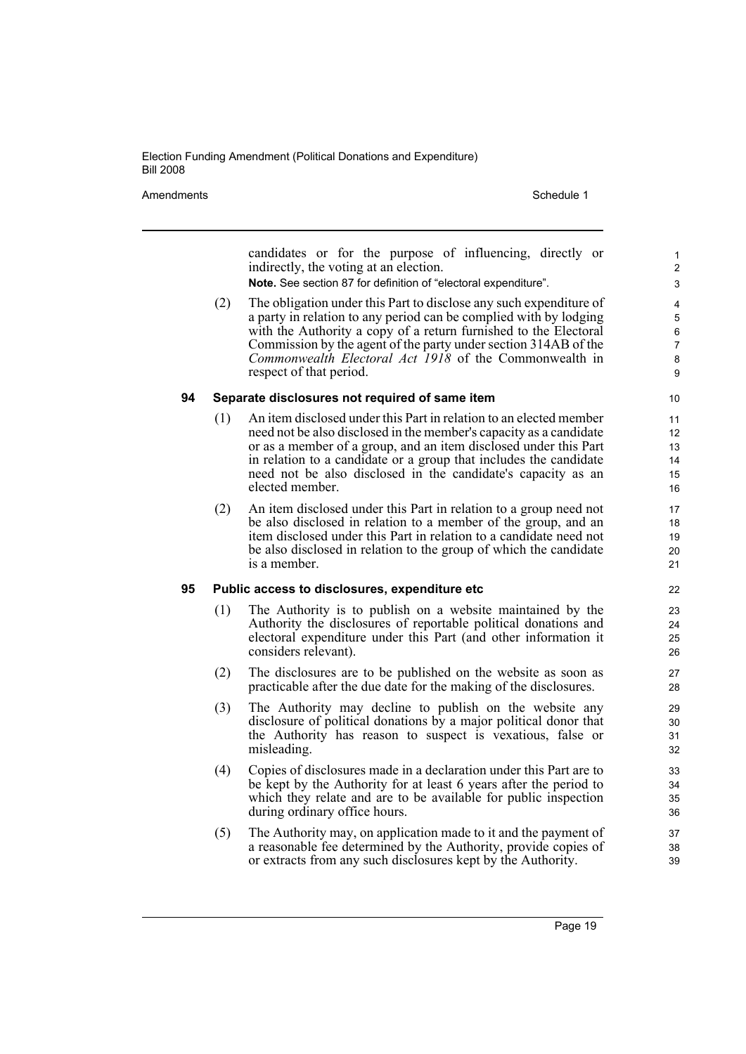candidates or for the purpose of influencing, directly or indirectly, the voting at an election.

**Note.** See section 87 for definition of "electoral expenditure".

(2) The obligation under this Part to disclose any such expenditure of a party in relation to any period can be complied with by lodging with the Authority a copy of a return furnished to the Electoral Commission by the agent of the party under section 314AB of the *Commonwealth Electoral Act 1918* of the Commonwealth in respect of that period.

### 94 Separate disclosures not required of same item

(1) An item disclosed under this Part in relation to an elected member need not be also disclosed in the member's capacity as a candidate or as a member of a group, and an item disclosed under this Part in relation to a candidate or a group that includes the candidate need not be also disclosed in the candidate's capacity as an elected member.

(2) An item disclosed under this Part in relation to a group need not be also disclosed in relation to a member of the group, and an item disclosed under this Part in relation to a candidate need not be also disclosed in relation to the group of which the candidate is a member.

### 95 Public access to disclosures, expenditure etc

(1) The Authority is to publish on a website maintained by the Authority the disclosures of reportable political donations and electoral expenditure under this Part (and other information it considers relevant).

(2) The disclosures are to be published on the website as soon as practicable after the due date for the making of the disclosures.

(3) The Authority may decline to publish on the website any disclosure of political donations by a major political donor that the Authority has reason to suspect is vexatious, false or misleading.

(4) Copies of disclosures made in a declaration under this Part are to be kept by the Authority for at least 6 years after the period to which they relate and are to be available for public inspection during ordinary office hours.

(5) The Authority may, on application made to it and the payment of a reasonable fee determined by the Authority, provide copies of or extracts from any such disclosures kept by the Authority.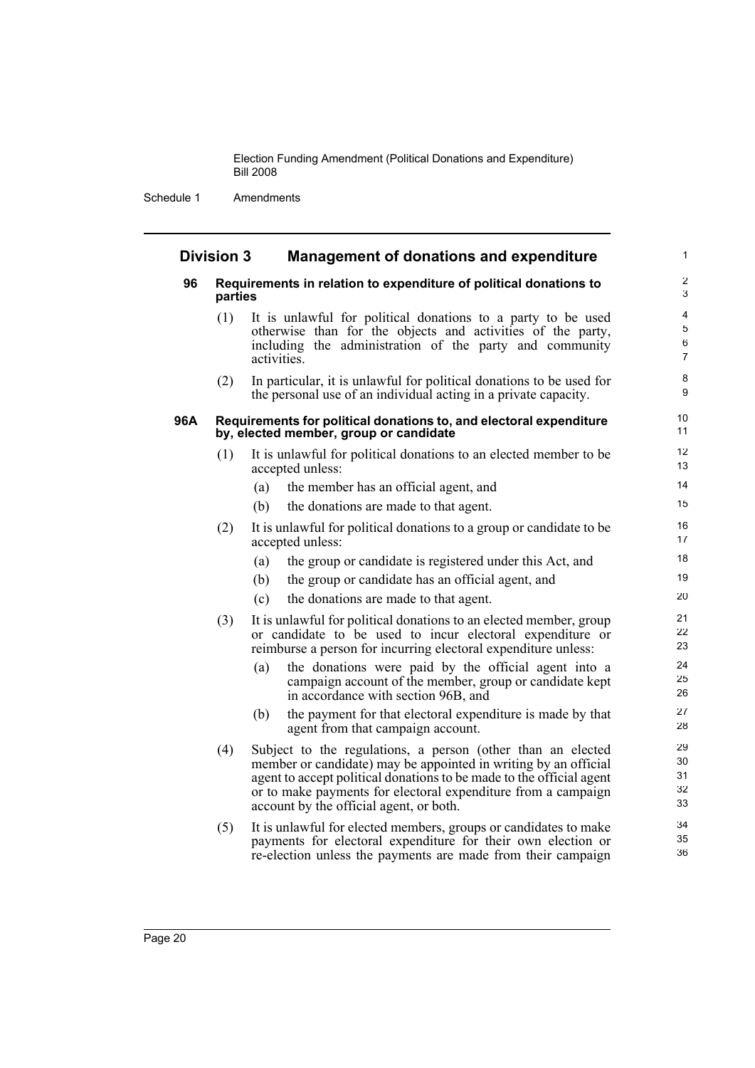## Division 3 Management of donations and expenditure

### 96 Requirements in relation to expenditure of political donations to parties

(1) It is unlawful for political donations to a party to be used otherwise than for the objects and activities of the party, including the administration of the party and community activities.

(2) In particular, it is unlawful for political donations to be used for the personal use of an individual acting in a private capacity.

### 96A Requirements for political donations to, and electoral expenditure by, elected member, group or candidate

(1) It is unlawful for political donations to an elected member to be accepted unless:

(a) the member has an official agent, and

(b) the donations are made to that agent.

(2) It is unlawful for political donations to a group or candidate to be accepted unless:

(a) the group or candidate is registered under this Act, and

(b) the group or candidate has an official agent, and

(c) the donations are made to that agent.

(3) It is unlawful for political donations to an elected member, group or candidate to be used to incur electoral expenditure or reimburse a person for incurring electoral expenditure unless:

(a) the donations were paid by the official agent into a campaign account of the member, group or candidate kept in accordance with section 96B, and

(b) the payment for that electoral expenditure is made by that agent from that campaign account.

(4) Subject to the regulations, a person (other than an elected member or candidate) may be appointed in writing by an official agent to accept political donations to be made to the official agent or to make payments for electoral expenditure from a campaign account by the official agent, or both.

(5) It is unlawful for elected members, groups or candidates to make payments for electoral expenditure for their own election or re-election unless the payments are made from their campaign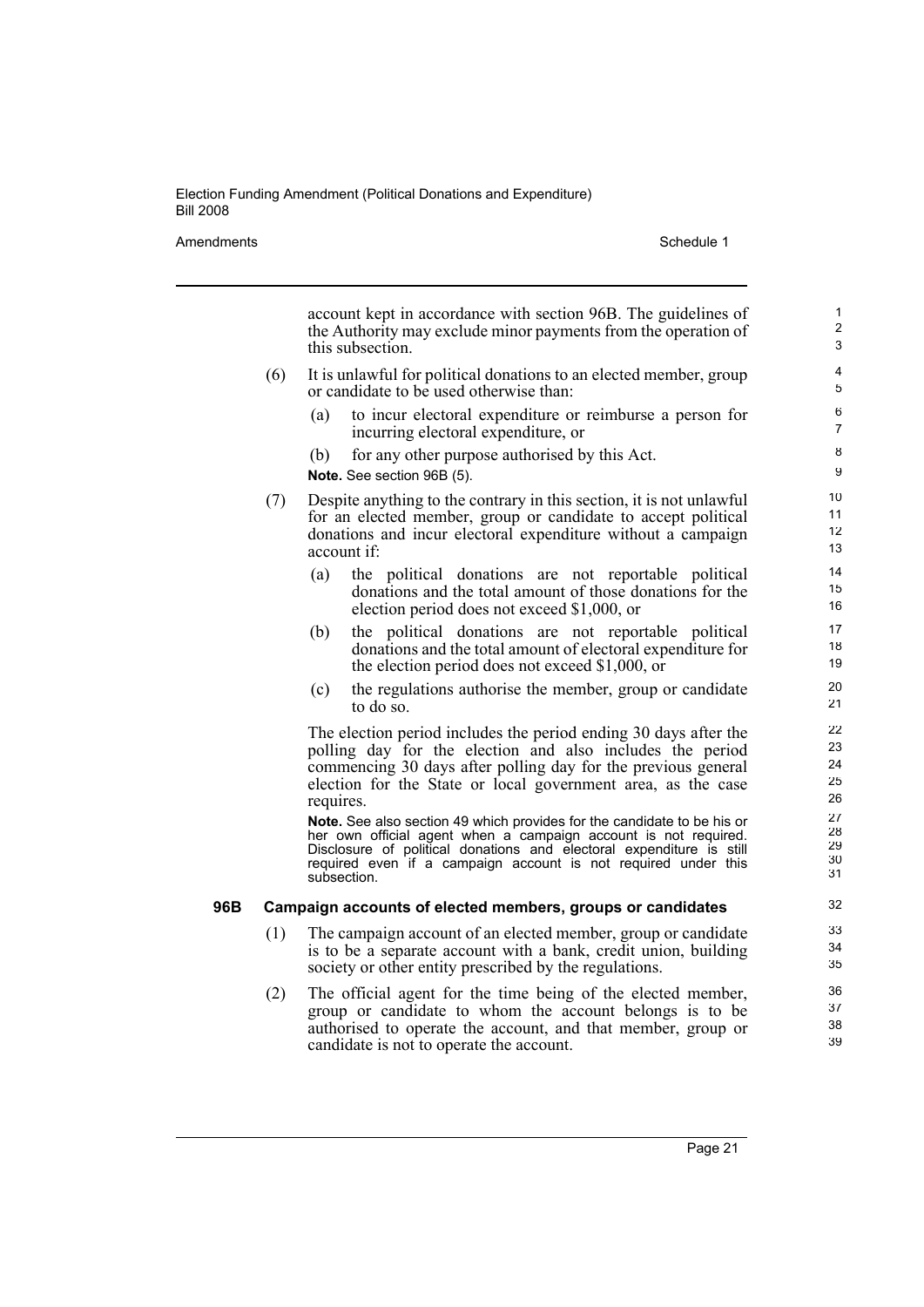account kept in accordance with section 96B. The guidelines of the Authority may exclude minor payments from the operation of this subsection.

(6) It is unlawful for political donations to an elected member, group or candidate to be used otherwise than:

(a) to incur electoral expenditure or reimburse a person for incurring electoral expenditure, or

(b) for any other purpose authorised by this Act.

**Note.** See section 96B (5).

(7) Despite anything to the contrary in this section, it is not unlawful for an elected member, group or candidate to accept political donations and incur electoral expenditure without a campaign account if:

(a) the political donations are not reportable political donations and the total amount of those donations for the election period does not exceed $1,000, or

(b) the political donations are not reportable political donations and the total amount of electoral expenditure for the election period does not exceed $1,000, or

(c) the regulations authorise the member, group or candidate to do so.

The election period includes the period ending 30 days after the polling day for the election and also includes the period commencing 30 days after polling day for the previous general election for the State or local government area, as the case requires.

**Note.** See also section 49 which provides for the candidate to be his or her own official agent when a campaign account is not required. Disclosure of political donations and electoral expenditure is still required even if a campaign account is not required under this subsection.

**96B Campaign accounts of elected members, groups or candidates**

(1) The campaign account of an elected member, group or candidate is to be a separate account with a bank, credit union, building society or other entity prescribed by the regulations.

(2) The official agent for the time being of the elected member, group or candidate to whom the account belongs is to be authorised to operate the account, and that member, group or candidate is not to operate the account.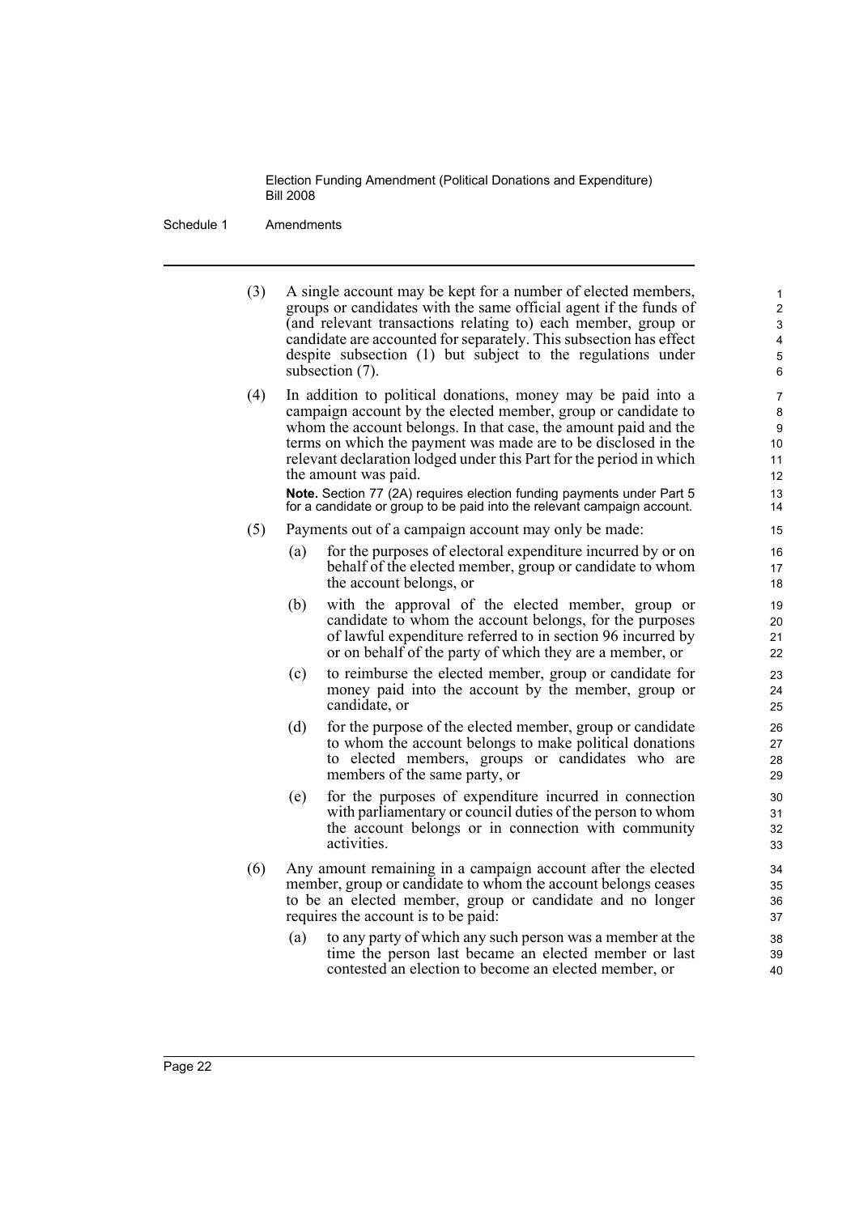(3) A single account may be kept for a number of elected members, groups or candidates with the same official agent if the funds of (and relevant transactions relating to) each member, group or candidate are accounted for separately. This subsection has effect despite subsection (1) but subject to the regulations under subsection (7).

(4) In addition to political donations, money may be paid into a campaign account by the elected member, group or candidate to whom the account belongs. In that case, the amount paid and the terms on which the payment was made are to be disclosed in the relevant declaration lodged under this Part for the period in which the amount was paid.

**Note.** Section 77 (2A) requires election funding payments under Part 5 for a candidate or group to be paid into the relevant campaign account.

(5) Payments out of a campaign account may only be made:

- (a) for the purposes of electoral expenditure incurred by or on behalf of the elected member, group or candidate to whom the account belongs, or
- (b) with the approval of the elected member, group or candidate to whom the account belongs, for the purposes of lawful expenditure referred to in section 96 incurred by or on behalf of the party of which they are a member, or
- (c) to reimburse the elected member, group or candidate for money paid into the account by the member, group or candidate, or
- (d) for the purpose of the elected member, group or candidate to whom the account belongs to make political donations to elected members, groups or candidates who are members of the same party, or
- (e) for the purposes of expenditure incurred in connection with parliamentary or council duties of the person to whom the account belongs or in connection with community activities.

(6) Any amount remaining in a campaign account after the elected member, group or candidate to whom the account belongs ceases to be an elected member, group or candidate and no longer requires the account is to be paid:

- (a) to any party of which any such person was a member at the time the person last became an elected member or last contested an election to become an elected member, or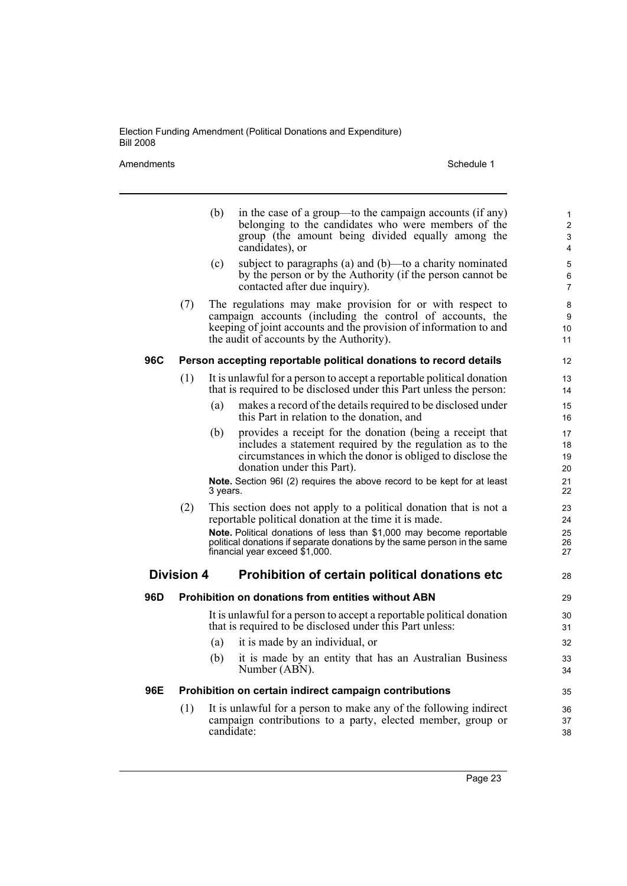(b) in the case of a group—to the campaign accounts (if any) belonging to the candidates who were members of the group (the amount being divided equally among the candidates), or

(c) subject to paragraphs (a) and (b)—to a charity nominated by the person or by the Authority (if the person cannot be contacted after due inquiry).

(7) The regulations may make provision for or with respect to campaign accounts (including the control of accounts, the keeping of joint accounts and the provision of information to and the audit of accounts by the Authority).

### 96C Person accepting reportable political donations to record details

(1) It is unlawful for a person to accept a reportable political donation that is required to be disclosed under this Part unless the person:

(a) makes a record of the details required to be disclosed under this Part in relation to the donation, and

(b) provides a receipt for the donation (being a receipt that includes a statement required by the regulation as to the circumstances in which the donor is obliged to disclose the donation under this Part).

**Note.** Section 96I (2) requires the above record to be kept for at least 3 years.

(2) This section does not apply to a political donation that is not a reportable political donation at the time it is made.

**Note.** Political donations of less than $1,000 may become reportable political donations if separate donations by the same person in the same financial year exceed $1,000.

## Division 4 Prohibition of certain political donations etc

### 96D Prohibition on donations from entities without ABN

It is unlawful for a person to accept a reportable political donation that is required to be disclosed under this Part unless:

(a) it is made by an individual, or

(b) it is made by an entity that has an Australian Business Number (ABN).

### 96E Prohibition on certain indirect campaign contributions

(1) It is unlawful for a person to make any of the following indirect campaign contributions to a party, elected member, group or candidate: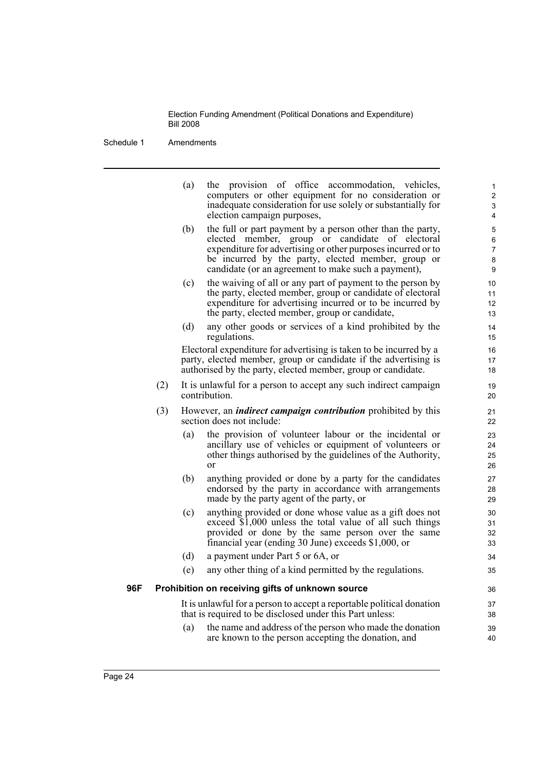(a) the provision of office accommodation, vehicles, computers or other equipment for no consideration or inadequate consideration for use solely or substantially for election campaign purposes,

(b) the full or part payment by a person other than the party, elected member, group or candidate of electoral expenditure for advertising or other purposes incurred or to be incurred by the party, elected member, group or candidate (or an agreement to make such a payment),

(c) the waiving of all or any part of payment to the person by the party, elected member, group or candidate of electoral expenditure for advertising incurred or to be incurred by the party, elected member, group or candidate,

(d) any other goods or services of a kind prohibited by the regulations.

Electoral expenditure for advertising is taken to be incurred by a party, elected member, group or candidate if the advertising is authorised by the party, elected member, group or candidate.

(2) It is unlawful for a person to accept any such indirect campaign contribution.

(3) However, an ***indirect campaign contribution*** prohibited by this section does not include:

(a) the provision of volunteer labour or the incidental or ancillary use of vehicles or equipment of volunteers or other things authorised by the guidelines of the Authority, or

(b) anything provided or done by a party for the candidates endorsed by the party in accordance with arrangements made by the party agent of the party, or

(c) anything provided or done whose value as a gift does not exceed $1,000 unless the total value of all such things provided or done by the same person over the same financial year (ending 30 June) exceeds $1,000, or

(d) a payment under Part 5 or 6A, or

(e) any other thing of a kind permitted by the regulations.

**96F Prohibition on receiving gifts of unknown source**

It is unlawful for a person to accept a reportable political donation that is required to be disclosed under this Part unless:

(a) the name and address of the person who made the donation are known to the person accepting the donation, and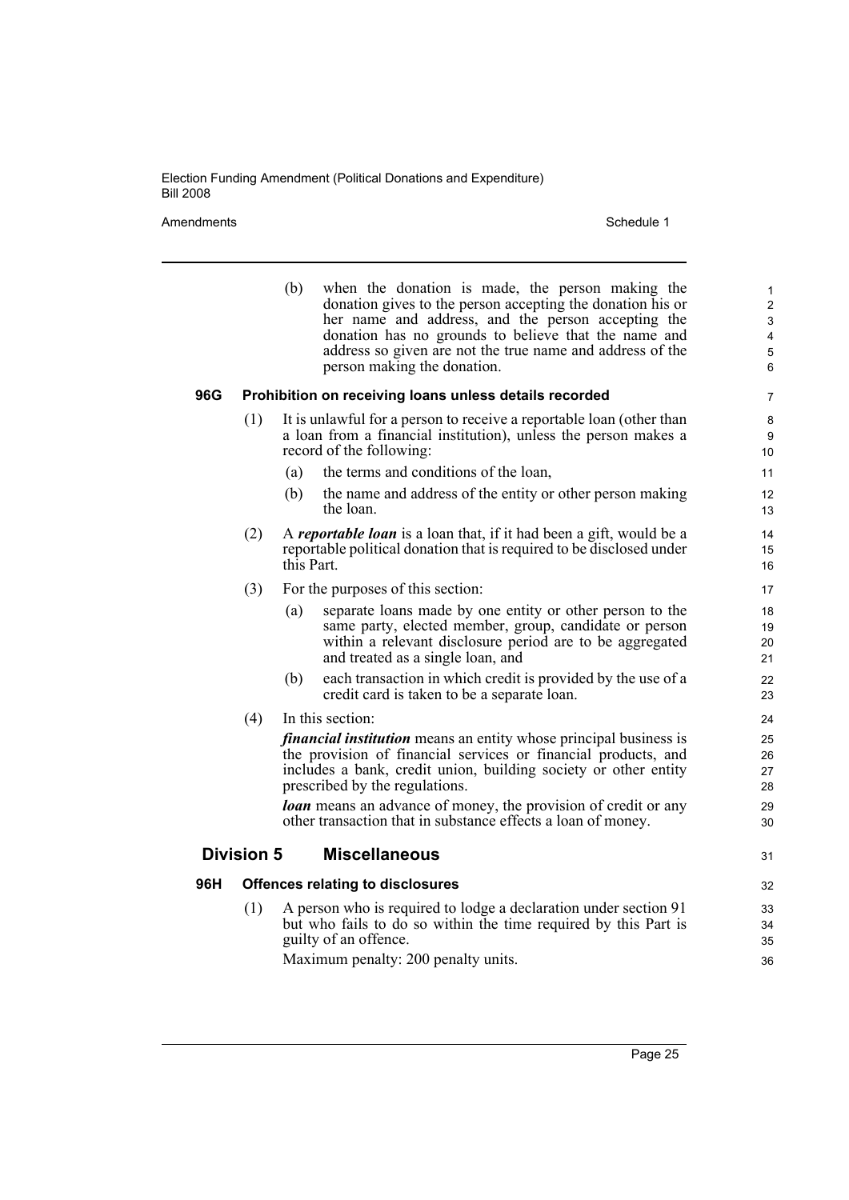(b) when the donation is made, the person making the donation gives to the person accepting the donation his or her name and address, and the person accepting the donation has no grounds to believe that the name and address so given are not the true name and address of the person making the donation.

### 96G Prohibition on receiving loans unless details recorded

(1) It is unlawful for a person to receive a reportable loan (other than a loan from a financial institution), unless the person makes a record of the following:

(a) the terms and conditions of the loan,

(b) the name and address of the entity or other person making the loan.

(2) A ***reportable loan*** is a loan that, if it had been a gift, would be a reportable political donation that is required to be disclosed under this Part.

(3) For the purposes of this section:

(a) separate loans made by one entity or other person to the same party, elected member, group, candidate or person within a relevant disclosure period are to be aggregated and treated as a single loan, and

(b) each transaction in which credit is provided by the use of a credit card is taken to be a separate loan.

(4) In this section:

***financial institution*** means an entity whose principal business is the provision of financial services or financial products, and includes a bank, credit union, building society or other entity prescribed by the regulations.

***loan*** means an advance of money, the provision of credit or any other transaction that in substance effects a loan of money.

## Division 5 Miscellaneous

### 96H Offences relating to disclosures

(1) A person who is required to lodge a declaration under section 91 but who fails to do so within the time required by this Part is guilty of an offence.

Maximum penalty: 200 penalty units.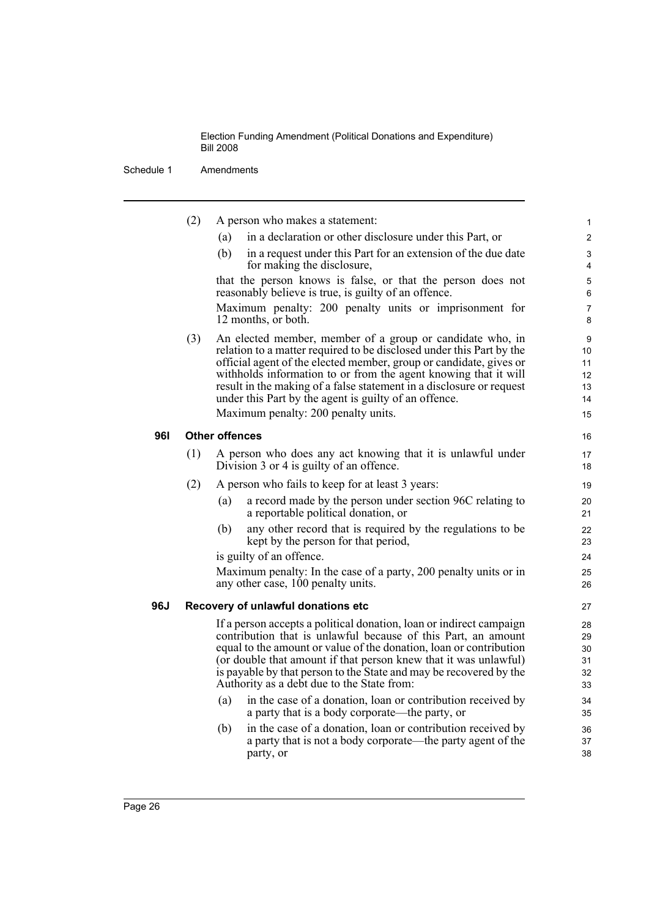(2) A person who makes a statement:

(a) in a declaration or other disclosure under this Part, or

(b) in a request under this Part for an extension of the due date for making the disclosure,

that the person knows is false, or that the person does not reasonably believe is true, is guilty of an offence.

Maximum penalty: 200 penalty units or imprisonment for 12 months, or both.

(3) An elected member, member of a group or candidate who, in relation to a matter required to be disclosed under this Part by the official agent of the elected member, group or candidate, gives or withholds information to or from the agent knowing that it will result in the making of a false statement in a disclosure or request under this Part by the agent is guilty of an offence.

Maximum penalty: 200 penalty units.

### 96I Other offences

(1) A person who does any act knowing that it is unlawful under Division 3 or 4 is guilty of an offence.

(2) A person who fails to keep for at least 3 years:

(a) a record made by the person under section 96C relating to a reportable political donation, or

(b) any other record that is required by the regulations to be kept by the person for that period,

is guilty of an offence.

Maximum penalty: In the case of a party, 200 penalty units or in any other case, 100 penalty units.

### 96J Recovery of unlawful donations etc

If a person accepts a political donation, loan or indirect campaign contribution that is unlawful because of this Part, an amount equal to the amount or value of the donation, loan or contribution (or double that amount if that person knew that it was unlawful) is payable by that person to the State and may be recovered by the Authority as a debt due to the State from:

(a) in the case of a donation, loan or contribution received by a party that is a body corporate—the party, or

(b) in the case of a donation, loan or contribution received by a party that is not a body corporate—the party agent of the party, or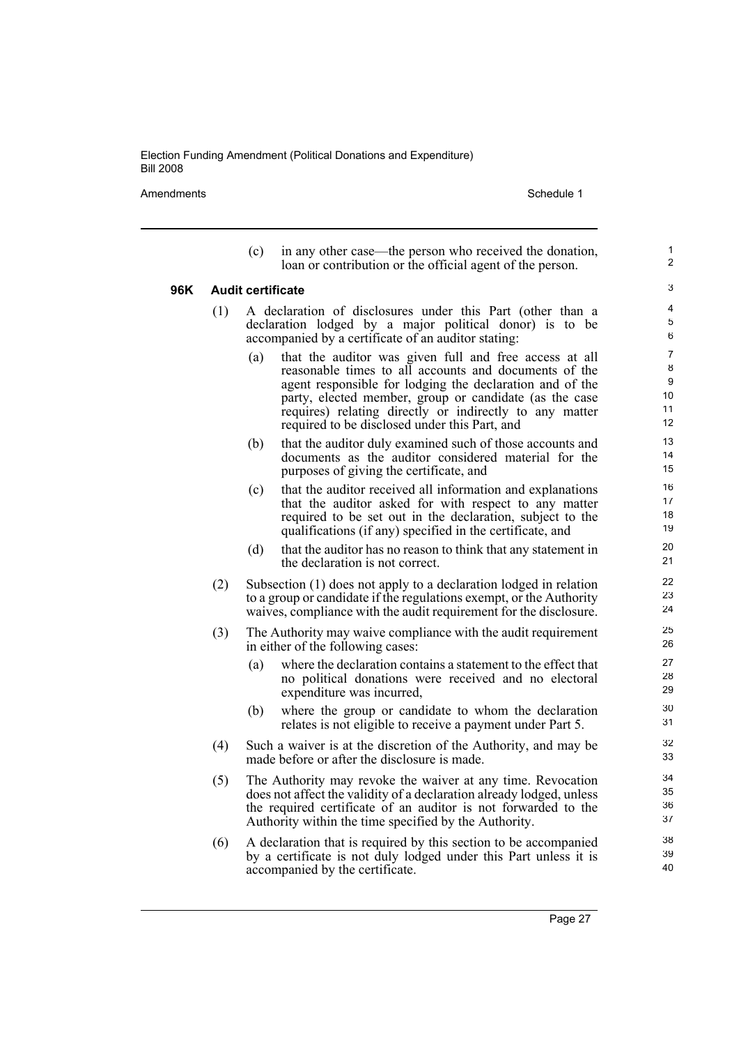(c) in any other case—the person who received the donation, loan or contribution or the official agent of the person.

### 96K Audit certificate

(1) A declaration of disclosures under this Part (other than a declaration lodged by a major political donor) is to be accompanied by a certificate of an auditor stating:

- (a) that the auditor was given full and free access at all reasonable times to all accounts and documents of the agent responsible for lodging the declaration and of the party, elected member, group or candidate (as the case requires) relating directly or indirectly to any matter required to be disclosed under this Part, and
- (b) that the auditor duly examined such of those accounts and documents as the auditor considered material for the purposes of giving the certificate, and
- (c) that the auditor received all information and explanations that the auditor asked for with respect to any matter required to be set out in the declaration, subject to the qualifications (if any) specified in the certificate, and
- (d) that the auditor has no reason to think that any statement in the declaration is not correct.

(2) Subsection (1) does not apply to a declaration lodged in relation to a group or candidate if the regulations exempt, or the Authority waives, compliance with the audit requirement for the disclosure.

(3) The Authority may waive compliance with the audit requirement in either of the following cases:

- (a) where the declaration contains a statement to the effect that no political donations were received and no electoral expenditure was incurred,
- (b) where the group or candidate to whom the declaration relates is not eligible to receive a payment under Part 5.

(4) Such a waiver is at the discretion of the Authority, and may be made before or after the disclosure is made.

(5) The Authority may revoke the waiver at any time. Revocation does not affect the validity of a declaration already lodged, unless the required certificate of an auditor is not forwarded to the Authority within the time specified by the Authority.

(6) A declaration that is required by this section to be accompanied by a certificate is not duly lodged under this Part unless it is accompanied by the certificate.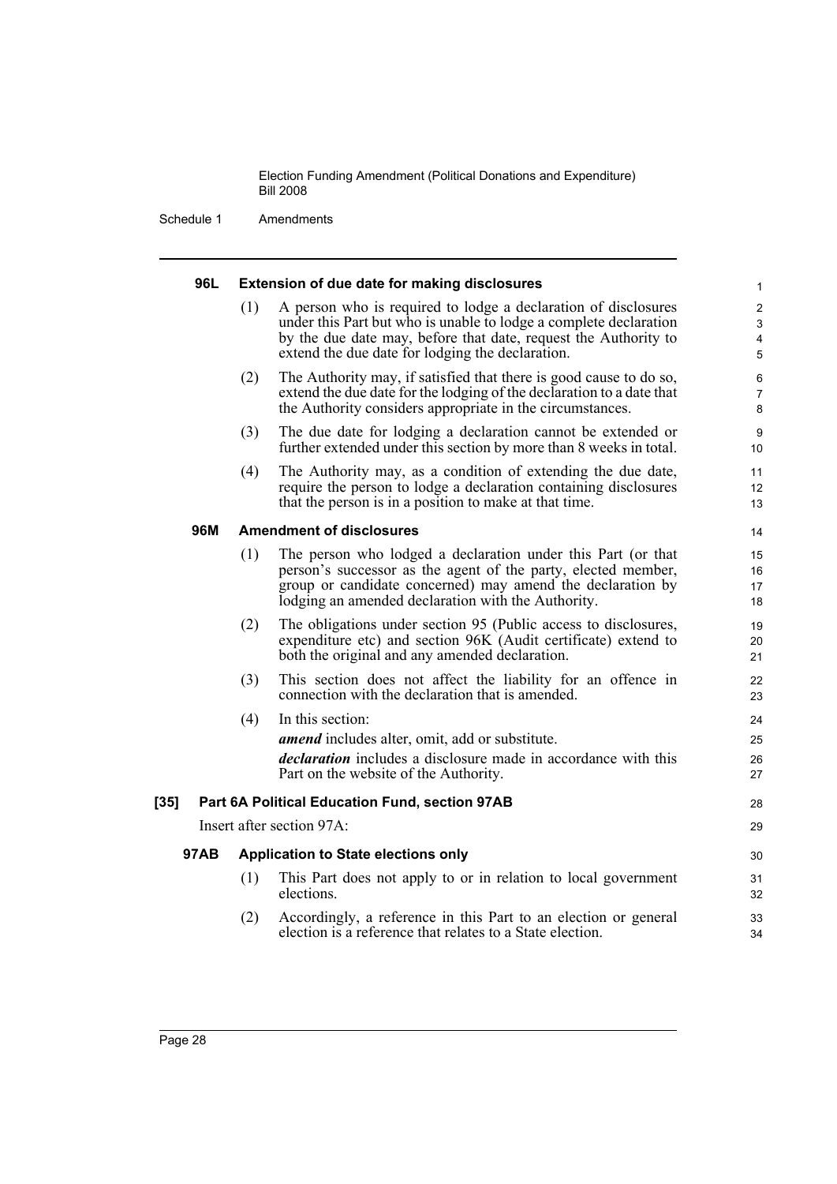#### 96L Extension of due date for making disclosures

(1) A person who is required to lodge a declaration of disclosures under this Part but who is unable to lodge a complete declaration by the due date may, before that date, request the Authority to extend the due date for lodging the declaration.

(2) The Authority may, if satisfied that there is good cause to do so, extend the due date for the lodging of the declaration to a date that the Authority considers appropriate in the circumstances.

(3) The due date for lodging a declaration cannot be extended or further extended under this section by more than 8 weeks in total.

(4) The Authority may, as a condition of extending the due date, require the person to lodge a declaration containing disclosures that the person is in a position to make at that time.

#### 96M Amendment of disclosures

(1) The person who lodged a declaration under this Part (or that person's successor as the agent of the party, elected member, group or candidate concerned) may amend the declaration by lodging an amended declaration with the Authority.

(2) The obligations under section 95 (Public access to disclosures, expenditure etc) and section 96K (Audit certificate) extend to both the original and any amended declaration.

(3) This section does not affect the liability for an offence in connection with the declaration that is amended.

(4) In this section:

***amend*** includes alter, omit, add or substitute.

***declaration*** includes a disclosure made in accordance with this Part on the website of the Authority.

### [35] Part 6A Political Education Fund, section 97AB

Insert after section 97A:

#### 97AB Application to State elections only

(1) This Part does not apply to or in relation to local government elections.

(2) Accordingly, a reference in this Part to an election or general election is a reference that relates to a State election.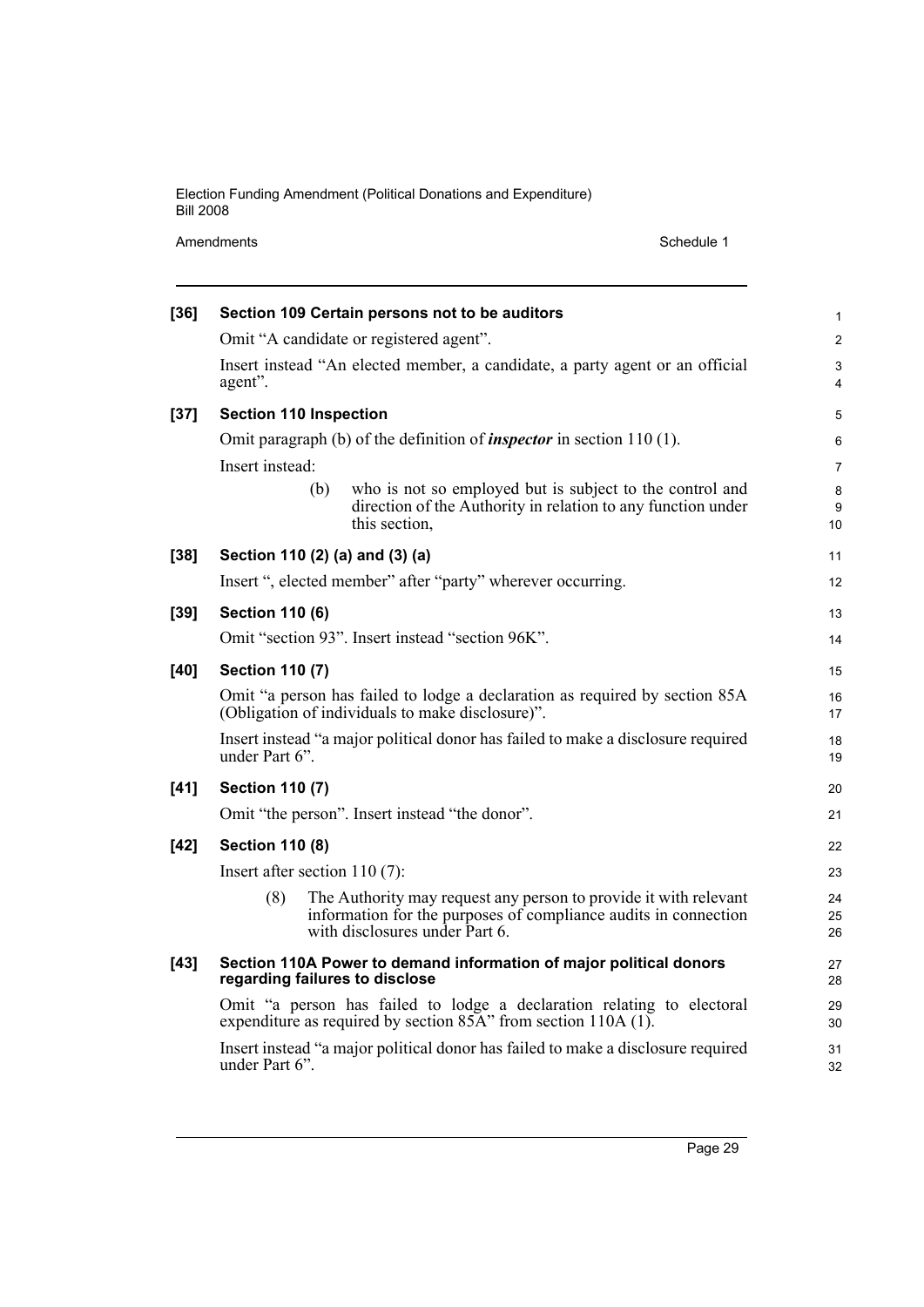**[36] Section 109 Certain persons not to be auditors**

Omit "A candidate or registered agent".

Insert instead "An elected member, a candidate, a party agent or an official agent".

**[37] Section 110 Inspection**

Omit paragraph (b) of the definition of ***inspector*** in section 110 (1).

Insert instead:

> (b) who is not so employed but is subject to the control and direction of the Authority in relation to any function under this section,

**[38] Section 110 (2) (a) and (3) (a)**

Insert ", elected member" after "party" wherever occurring.

**[39] Section 110 (6)**

Omit "section 93". Insert instead "section 96K".

**[40] Section 110 (7)**

Omit "a person has failed to lodge a declaration as required by section 85A (Obligation of individuals to make disclosure)".

Insert instead "a major political donor has failed to make a disclosure required under Part 6".

**[41] Section 110 (7)**

Omit "the person". Insert instead "the donor".

**[42] Section 110 (8)**

Insert after section 110 (7):

> (8) The Authority may request any person to provide it with relevant information for the purposes of compliance audits in connection with disclosures under Part 6.

**[43] Section 110A Power to demand information of major political donors regarding failures to disclose**

Omit "a person has failed to lodge a declaration relating to electoral expenditure as required by section 85A" from section 110A (1).

Insert instead "a major political donor has failed to make a disclosure required under Part 6".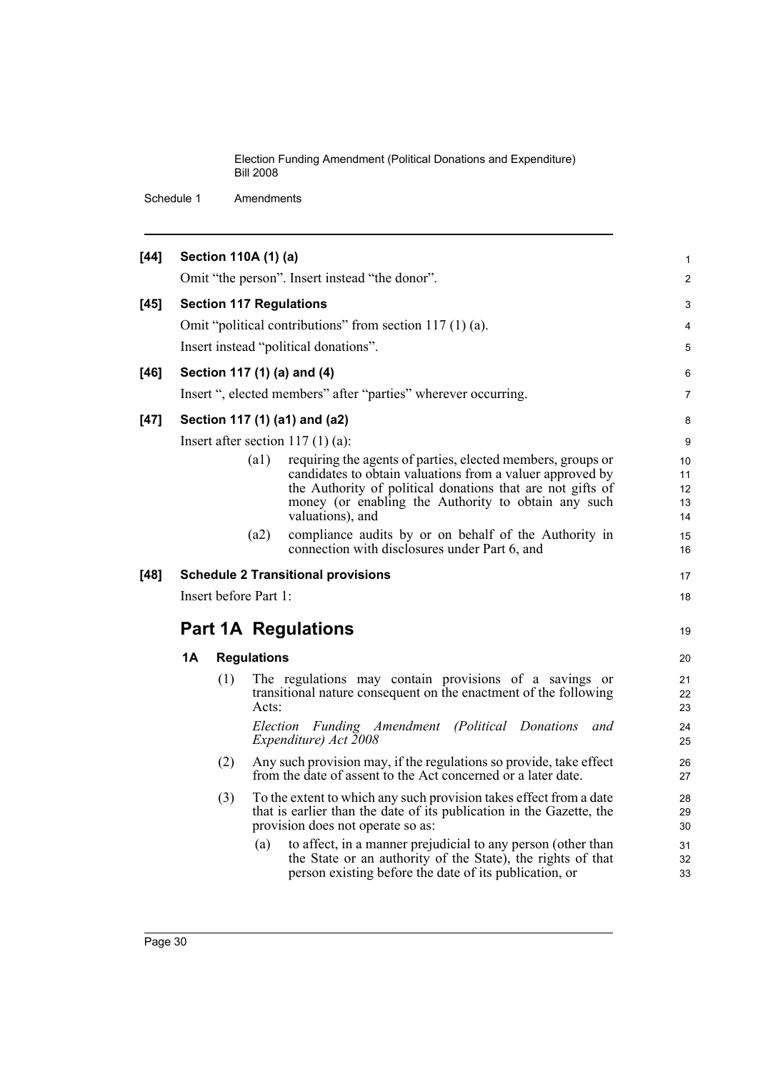**[44] Section 110A (1) (a)**

Omit "the person". Insert instead "the donor".

**[45] Section 117 Regulations**

Omit "political contributions" from section 117 (1) (a).

Insert instead "political donations".

**[46] Section 117 (1) (a) and (4)**

Insert ", elected members" after "parties" wherever occurring.

**[47] Section 117 (1) (a1) and (a2)**

Insert after section 117 (1) (a):

> (a1) requiring the agents of parties, elected members, groups or candidates to obtain valuations from a valuer approved by the Authority of political donations that are not gifts of money (or enabling the Authority to obtain any such valuations), and
>
> (a2) compliance audits by or on behalf of the Authority in connection with disclosures under Part 6, and

**[48] Schedule 2 Transitional provisions**

Insert before Part 1:

## Part 1A Regulations

### 1A Regulations

(1) The regulations may contain provisions of a savings or transitional nature consequent on the enactment of the following Acts:

*Election Funding Amendment (Political Donations and Expenditure) Act 2008*

(2) Any such provision may, if the regulations so provide, take effect from the date of assent to the Act concerned or a later date.

(3) To the extent to which any such provision takes effect from a date that is earlier than the date of its publication in the Gazette, the provision does not operate so as:

(a) to affect, in a manner prejudicial to any person (other than the State or an authority of the State), the rights of that person existing before the date of its publication, or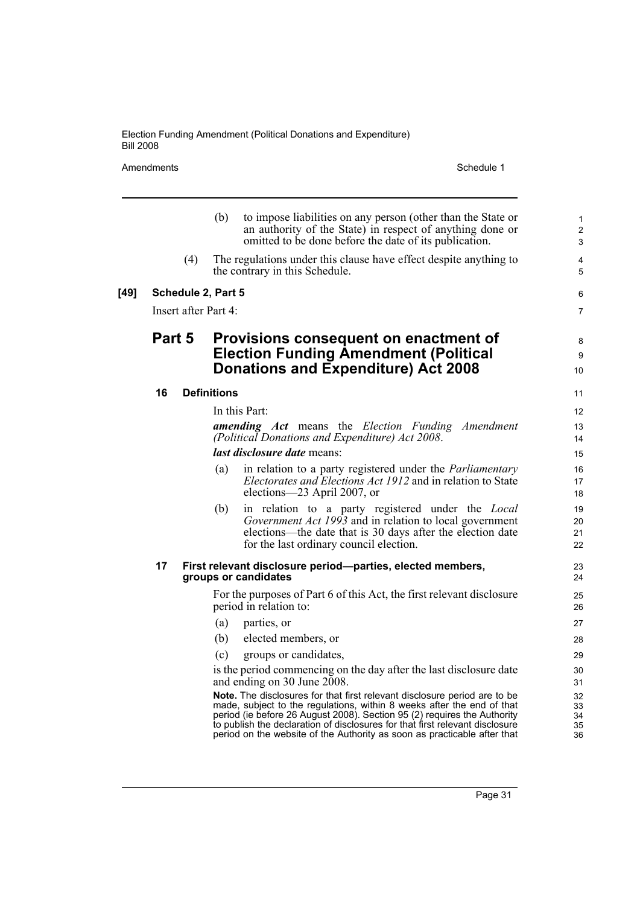(b) to impose liabilities on any person (other than the State or an authority of the State) in respect of anything done or omitted to be done before the date of its publication.

(4) The regulations under this clause have effect despite anything to the contrary in this Schedule.

**[49] Schedule 2, Part 5**

Insert after Part 4:

## Part 5 Provisions consequent on enactment of Election Funding Amendment (Political Donations and Expenditure) Act 2008

### 16 Definitions

In this Part:

***amending Act*** means the *Election Funding Amendment (Political Donations and Expenditure) Act 2008*.

***last disclosure date*** means:

(a) in relation to a party registered under the *Parliamentary Electorates and Elections Act 1912* and in relation to State elections—23 April 2007, or

(b) in relation to a party registered under the *Local Government Act 1993* and in relation to local government elections—the date that is 30 days after the election date for the last ordinary council election.

### 17 First relevant disclosure period—parties, elected members, groups or candidates

For the purposes of Part 6 of this Act, the first relevant disclosure period in relation to:

(a) parties, or

(b) elected members, or

(c) groups or candidates,

is the period commencing on the day after the last disclosure date and ending on 30 June 2008.

**Note.** The disclosures for that first relevant disclosure period are to be made, subject to the regulations, within 8 weeks after the end of that period (ie before 26 August 2008). Section 95 (2) requires the Authority to publish the declaration of disclosures for that first relevant disclosure period on the website of the Authority as soon as practicable after that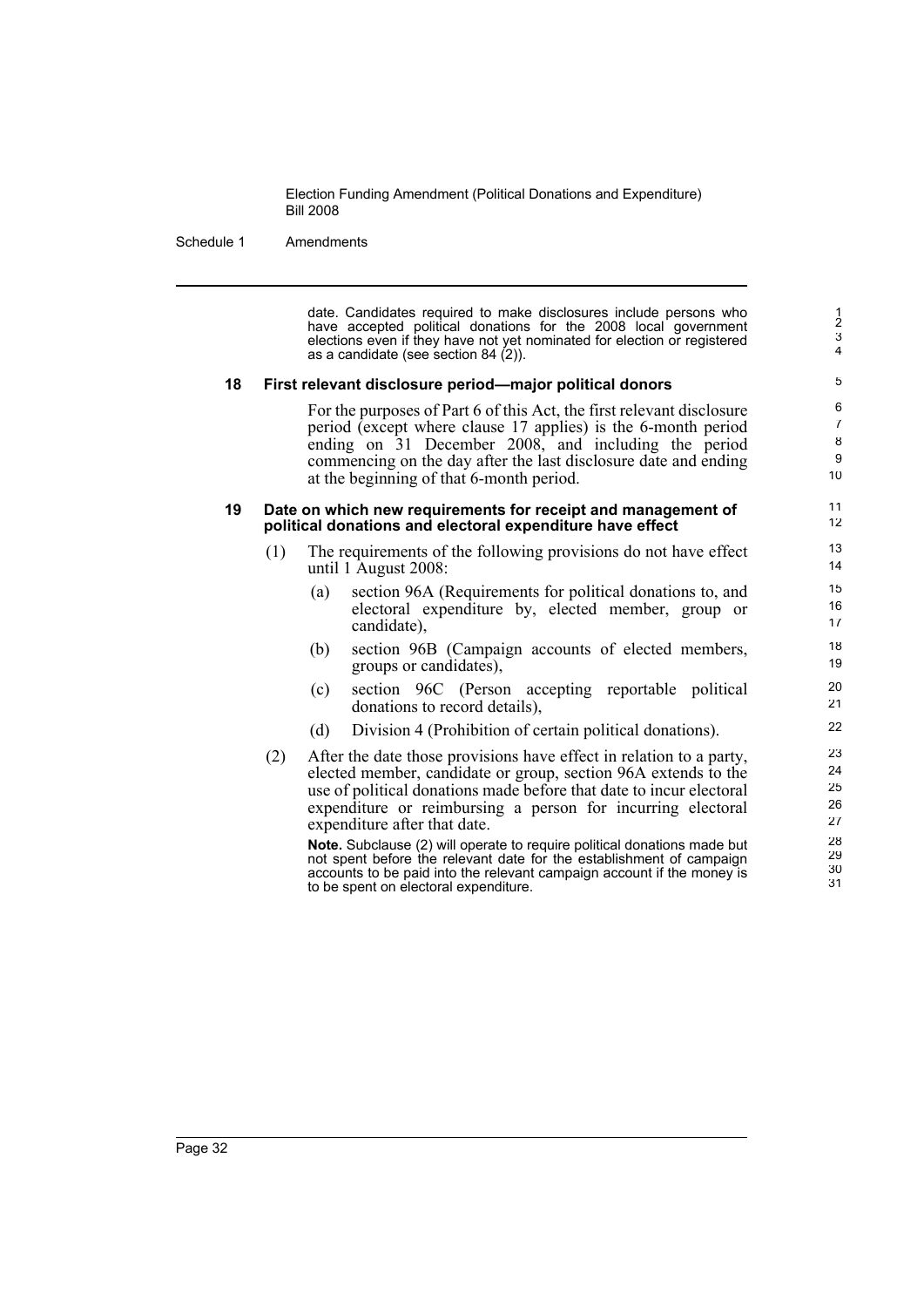date. Candidates required to make disclosures include persons who have accepted political donations for the 2008 local government elections even if they have not yet nominated for election or registered as a candidate (see section 84 (2)).

### 18 First relevant disclosure period—major political donors

For the purposes of Part 6 of this Act, the first relevant disclosure period (except where clause 17 applies) is the 6-month period ending on 31 December 2008, and including the period commencing on the day after the last disclosure date and ending at the beginning of that 6-month period.

### 19 Date on which new requirements for receipt and management of political donations and electoral expenditure have effect

(1) The requirements of the following provisions do not have effect until 1 August 2008:

- (a) section 96A (Requirements for political donations to, and electoral expenditure by, elected member, group or candidate),
- (b) section 96B (Campaign accounts of elected members, groups or candidates),
- (c) section 96C (Person accepting reportable political donations to record details),
- (d) Division 4 (Prohibition of certain political donations).

(2) After the date those provisions have effect in relation to a party, elected member, candidate or group, section 96A extends to the use of political donations made before that date to incur electoral expenditure or reimbursing a person for incurring electoral expenditure after that date.

**Note.** Subclause (2) will operate to require political donations made but not spent before the relevant date for the establishment of campaign accounts to be paid into the relevant campaign account if the money is to be spent on electoral expenditure.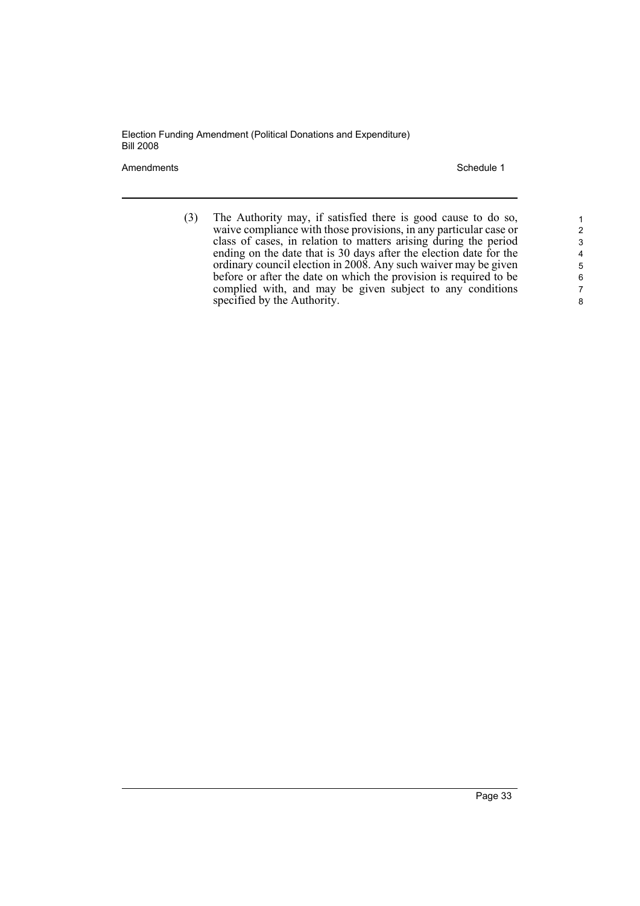(3) The Authority may, if satisfied there is good cause to do so, waive compliance with those provisions, in any particular case or class of cases, in relation to matters arising during the period ending on the date that is 30 days after the election date for the ordinary council election in 2008. Any such waiver may be given before or after the date on which the provision is required to be complied with, and may be given subject to any conditions specified by the Authority.